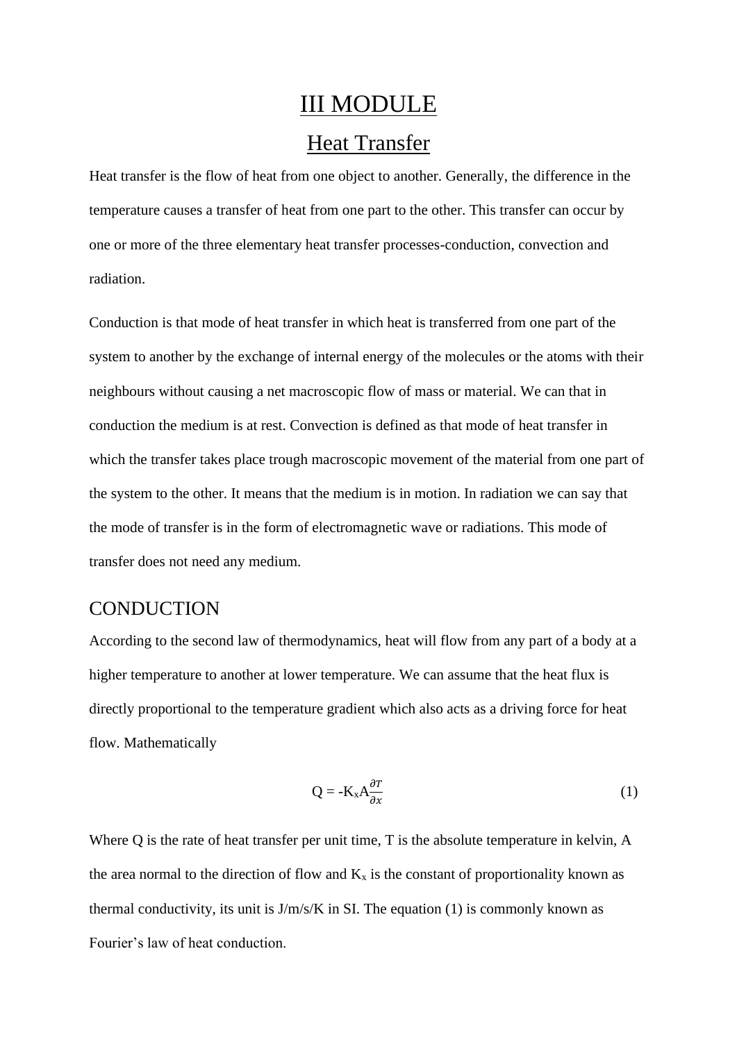# III MODULE

## Heat Transfer

Heat transfer is the flow of heat from one object to another. Generally, the difference in the temperature causes a transfer of heat from one part to the other. This transfer can occur by one or more of the three elementary heat transfer processes-conduction, convection and radiation.

Conduction is that mode of heat transfer in which heat is transferred from one part of the system to another by the exchange of internal energy of the molecules or the atoms with their neighbours without causing a net macroscopic flow of mass or material. We can that in conduction the medium is at rest. Convection is defined as that mode of heat transfer in which the transfer takes place trough macroscopic movement of the material from one part of the system to the other. It means that the medium is in motion. In radiation we can say that the mode of transfer is in the form of electromagnetic wave or radiations. This mode of transfer does not need any medium.

## CONDUCTION

According to the second law of thermodynamics, heat will flow from any part of a body at a higher temperature to another at lower temperature. We can assume that the heat flux is directly proportional to the temperature gradient which also acts as a driving force for heat flow. Mathematically

$$Q = -K_x A \frac{\partial T}{\partial x} \tag{1}$$

Where Q is the rate of heat transfer per unit time, T is the absolute temperature in kelvin, A the area normal to the direction of flow and $K_x$ is the constant of proportionality known as thermal conductivity, its unit is J/m/s/K in SI. The equation (1) is commonly known as Fourier's law of heat conduction.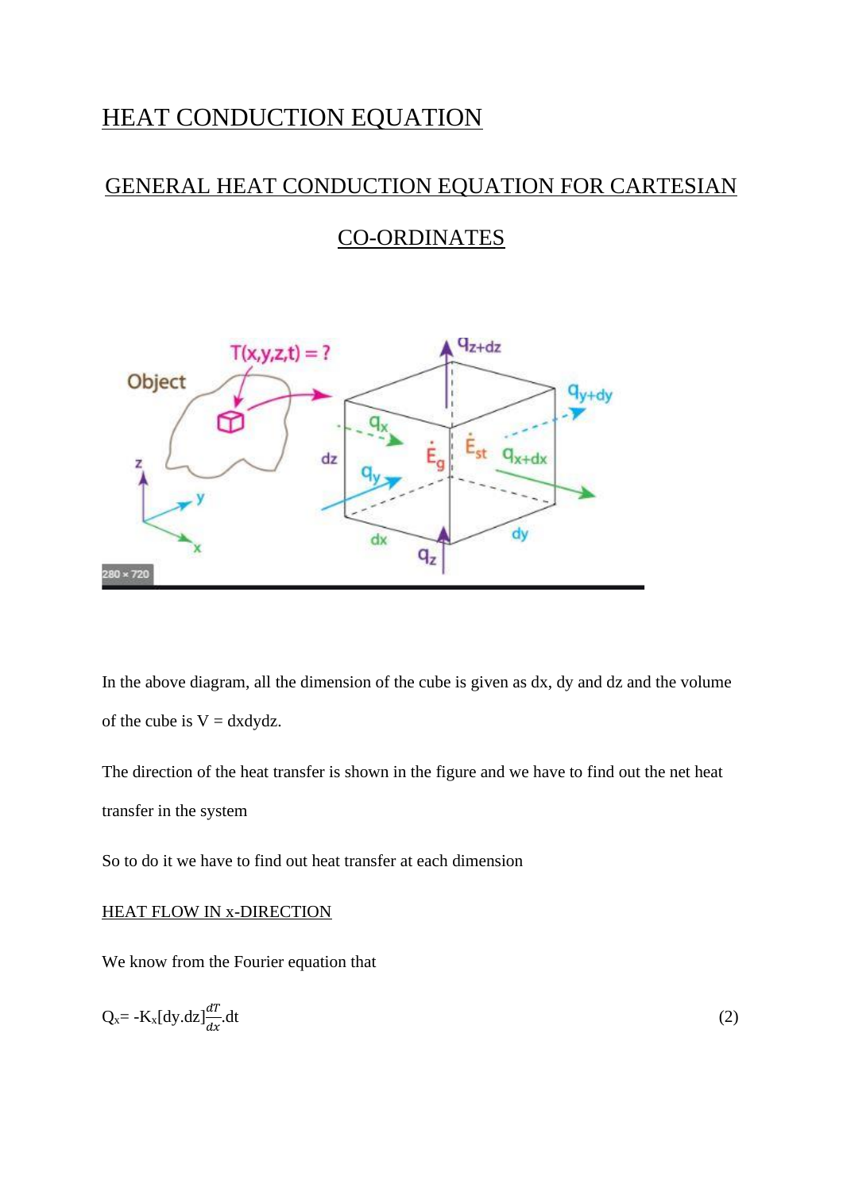# HEAT CONDUCTION EQUATION

## GENERAL HEAT CONDUCTION EQUATION FOR CARTESIAN CO-ORDINATES

In the above diagram, all the dimension of the cube is given as dx, dy and dz and the volume of the cube is V = dxdydz.

The direction of the heat transfer is shown in the figure and we have to find out the net heat transfer in the system

So to do it we have to find out heat transfer at each dimension

### HEAT FLOW IN x-DIRECTION

We know from the Fourier equation that

$$Q_x = -K_x[dy.dz]\frac{dT}{dx}.dt \tag{2}$$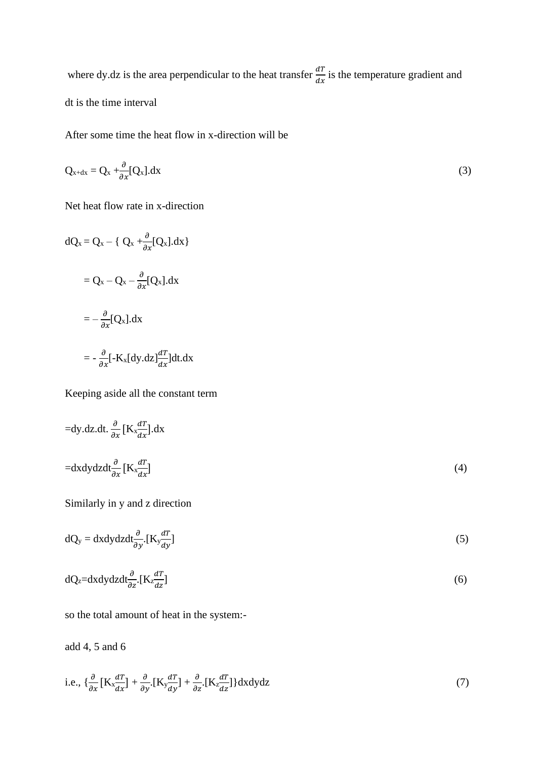where dy.dz is the area perpendicular to the heat transfer $\frac{dT}{dx}$ is the temperature gradient and dt is the time interval

After some time the heat flow in x-direction will be

$$Q_{x+dx} = Q_x + \frac{\partial}{\partial x}[Q_x].dx \tag{3}$$

Net heat flow rate in x-direction

$$dQ_x = Q_x - \{ Q_x + \frac{\partial}{\partial x}[Q_x].dx\}$$

$$= Q_x - Q_x - \frac{\partial}{\partial x}[Q_x].dx$$

$$= - \frac{\partial}{\partial x}[Q_x].dx$$

$$= - \frac{\partial}{\partial x}[-K_x[dy.dz]\frac{dT}{dx}]dt.dx$$

Keeping aside all the constant term

$$=dy.dz.dt. \frac{\partial}{\partial x}[K_x\frac{dT}{dx}].dx$$

$$=dxdydzdt\frac{\partial}{\partial x}[K_x\frac{dT}{dx}] \tag{4}$$

Similarly in y and z direction

$$dQ_y = dxdydzdt\frac{\partial}{\partial y}.[K_y\frac{dT}{dy}] \tag{5}$$

$$dQ_z=dxdydzdt\frac{\partial}{\partial z}.[K_z\frac{dT}{dz}] \tag{6}$$

so the total amount of heat in the system:-

add 4, 5 and 6

$$\text{i.e., } \{\frac{\partial}{\partial x}[K_x\frac{dT}{dx}] + \frac{\partial}{\partial y}.[K_y\frac{dT}{dy}] + \frac{\partial}{\partial z}.[K_z\frac{dT}{dz}]\}dxdydz \tag{7}$$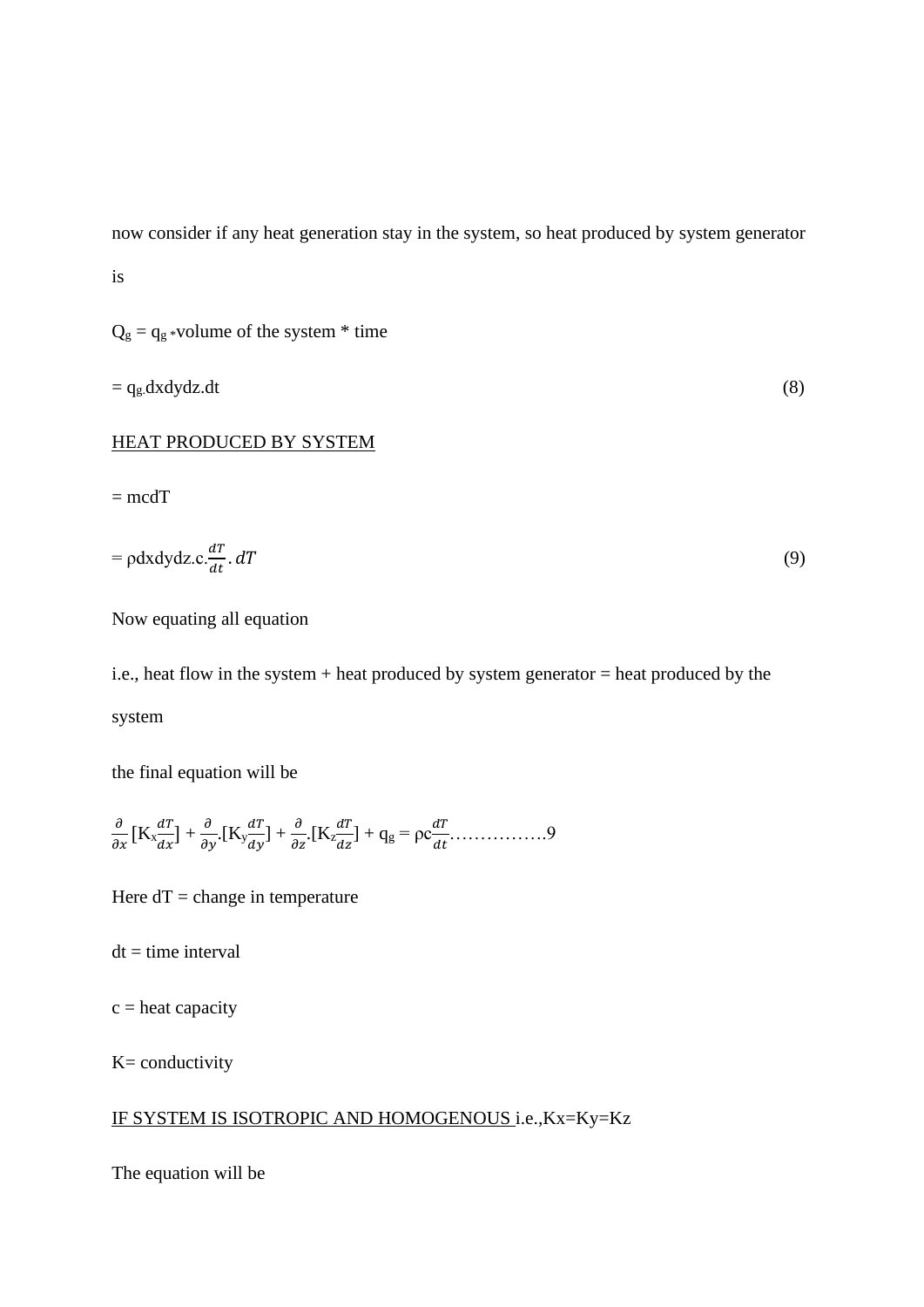now consider if any heat generation stay in the system, so heat produced by system generator is

$Q_g = q_g *$volume of the system * time

$= q_g.dxdydz.dt$ (8)

<u>HEAT PRODUCED BY SYSTEM</u>

= mcdT

$= \rho dxdydz.c.\frac{dT}{dt}.dT$ (9)

Now equating all equation

i.e., heat flow in the system + heat produced by system generator = heat produced by the system

the final equation will be

$$\frac{\partial}{\partial x}[K_x\frac{dT}{dx}] + \frac{\partial}{\partial y}.[K_y\frac{dT}{dy}] + \frac{\partial}{\partial z}.[K_z\frac{dT}{dz}] + q_g = \rho c\frac{dT}{dt} \ldots\ldots\ldots\ldots\ldots 9$$

Here dT = change in temperature

dt = time interval

c = heat capacity

K= conductivity

<u>IF SYSTEM IS ISOTROPIC AND HOMOGENOUS</u> i.e.,Kx=Ky=Kz

The equation will be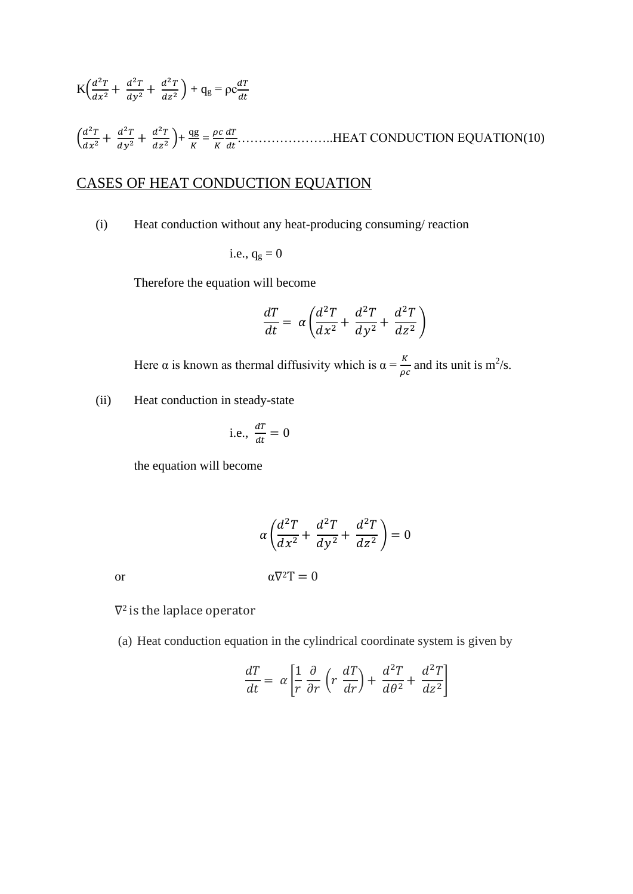$$K\left(\frac{d^2T}{dx^2} + \frac{d^2T}{dy^2} + \frac{d^2T}{dz^2}\right) + q_g = \rho c\frac{dT}{dt}$$

$$\left(\frac{d^2T}{dx^2} + \frac{d^2T}{dy^2} + \frac{d^2T}{dz^2}\right) + \frac{q_g}{K} = \frac{\rho c}{K}\frac{dT}{dt}$$ ……………………..HEAT CONDUCTION EQUATION(10)

## CASES OF HEAT CONDUCTION EQUATION

(i) Heat conduction without any heat-producing consuming/ reaction

i.e., $q_g = 0$

Therefore the equation will become

$$\frac{dT}{dt} = \alpha\left(\frac{d^2T}{dx^2} + \frac{d^2T}{dy^2} + \frac{d^2T}{dz^2}\right)$$

Here α is known as thermal diffusivity which is $\alpha = \frac{K}{\rho c}$ and its unit is $m^2/s$.

(ii) Heat conduction in steady-state

i.e., $\frac{dT}{dt} = 0$

the equation will become

$$\alpha\left(\frac{d^2T}{dx^2} + \frac{d^2T}{dy^2} + \frac{d^2T}{dz^2}\right) = 0$$

or $\alpha\nabla^2 T = 0$

$\nabla^2$ is the laplace operator

(a) Heat conduction equation in the cylindrical coordinate system is given by

$$\frac{dT}{dt} = \alpha\left[\frac{1}{r}\frac{\partial}{\partial r}\left(r\frac{dT}{dr}\right) + \frac{d^2T}{d\theta^2} + \frac{d^2T}{dz^2}\right]$$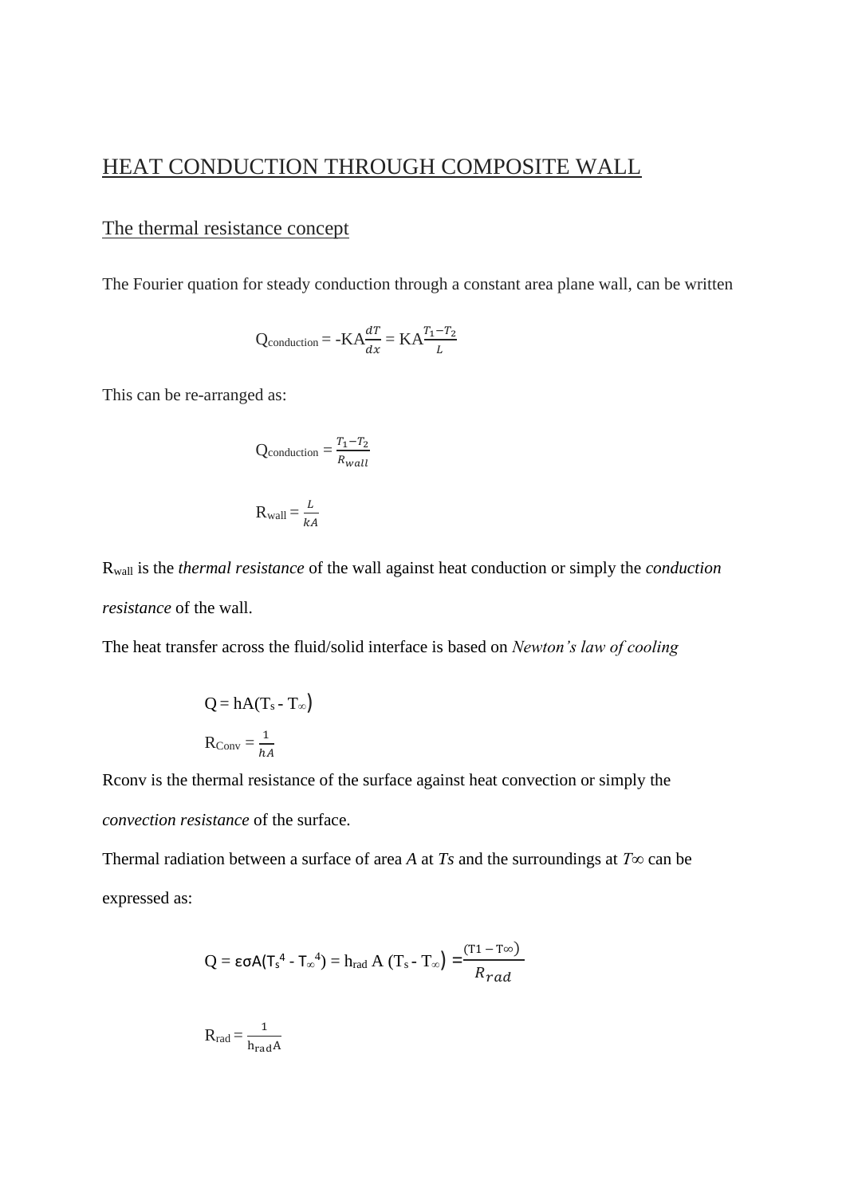# HEAT CONDUCTION THROUGH COMPOSITE WALL

## The thermal resistance concept

The Fourier quation for steady conduction through a constant area plane wall, can be written

$$Q_{conduction} = -KA\frac{dT}{dx} = KA\frac{T_1 - T_2}{L}$$

This can be re-arranged as:

$$Q_{conduction} = \frac{T_1 - T_2}{R_{wall}}$$

$$R_{wall} = \frac{L}{kA}$$

$R_{wall}$ is the *thermal resistance* of the wall against heat conduction or simply the *conduction resistance* of the wall.

The heat transfer across the fluid/solid interface is based on *Newton's law of cooling*

$$Q = hA(T_s - T_\infty)$$

$$R_{Conv} = \frac{1}{hA}$$

Rconv is the thermal resistance of the surface against heat convection or simply the *convection resistance* of the surface.

Thermal radiation between a surface of area *A* at *Ts* and the surroundings at *T*∞ can be expressed as:

$$Q = \varepsilon\sigma A(T_s^4 - T_\infty^4) = h_{rad}\, A\,(T_s - T_\infty) = \frac{(T1 - T\infty)}{R_{rad}}$$

$$R_{rad} = \frac{1}{h_{rad}A}$$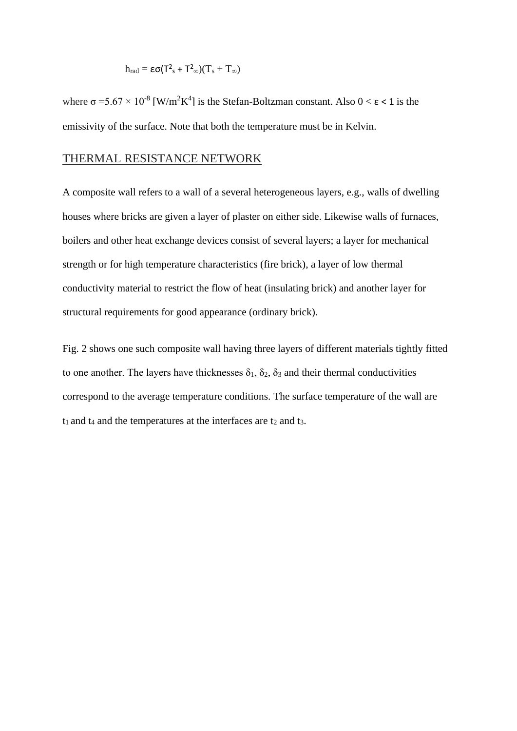$$h_{rad} = \varepsilon\sigma(T^2_s + T^2_\infty)(T_s + T_\infty)$$

where $\sigma = 5.67 \times 10^{-8}$ [W/m$^2$K$^4$] is the Stefan-Boltzman constant. Also $0 < \varepsilon < 1$ is the emissivity of the surface. Note that both the temperature must be in Kelvin.

## THERMAL RESISTANCE NETWORK

A composite wall refers to a wall of a several heterogeneous layers, e.g., walls of dwelling houses where bricks are given a layer of plaster on either side. Likewise walls of furnaces, boilers and other heat exchange devices consist of several layers; a layer for mechanical strength or for high temperature characteristics (fire brick), a layer of low thermal conductivity material to restrict the flow of heat (insulating brick) and another layer for structural requirements for good appearance (ordinary brick).

Fig. 2 shows one such composite wall having three layers of different materials tightly fitted to one another. The layers have thicknesses $\delta_1$, $\delta_2$, $\delta_3$ and their thermal conductivities correspond to the average temperature conditions. The surface temperature of the wall are $t_1$ and $t_4$ and the temperatures at the interfaces are $t_2$ and $t_3$.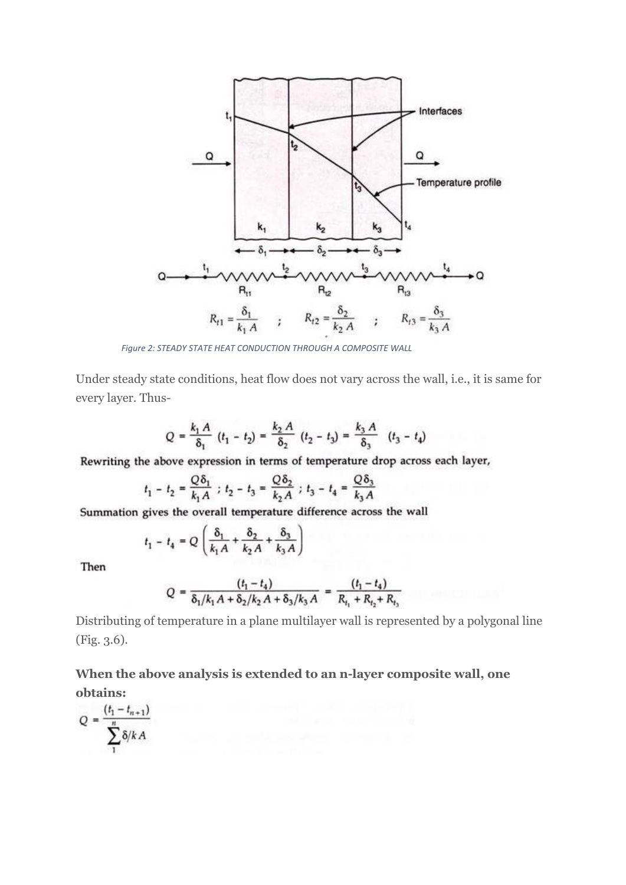*Figure 2: STEADY STATE HEAT CONDUCTION THROUGH A COMPOSITE WALL*

Under steady state conditions, heat flow does not vary across the wall, i.e., it is same for every layer. Thus-

$$Q = \frac{k_1 A}{\delta_1}(t_1 - t_2) = \frac{k_2 A}{\delta_2}(t_2 - t_3) = \frac{k_3 A}{\delta_3}(t_3 - t_4)$$

Rewriting the above expression in terms of temperature drop across each layer,

$$t_1 - t_2 = \frac{Q\delta_1}{k_1 A} \; ; \; t_2 - t_3 = \frac{Q\delta_2}{k_2 A} \; ; \; t_3 - t_4 = \frac{Q\delta_3}{k_3 A}$$

Summation gives the overall temperature difference across the wall

$$t_1 - t_4 = Q\left(\frac{\delta_1}{k_1 A} + \frac{\delta_2}{k_2 A} + \frac{\delta_3}{k_3 A}\right)$$

Then

$$Q = \frac{(t_1 - t_4)}{\delta_1/k_1 A + \delta_2/k_2 A + \delta_3/k_3 A} = \frac{(t_1 - t_4)}{R_{t_1} + R_{t_2} + R_{t_3}}$$

Distributing of temperature in a plane multilayer wall is represented by a polygonal line (Fig. 3.6).

**When the above analysis is extended to an n-layer composite wall, one obtains:**

$$Q = \frac{(t_1 - t_{n+1})}{\sum_{1}^{n} \delta/kA}$$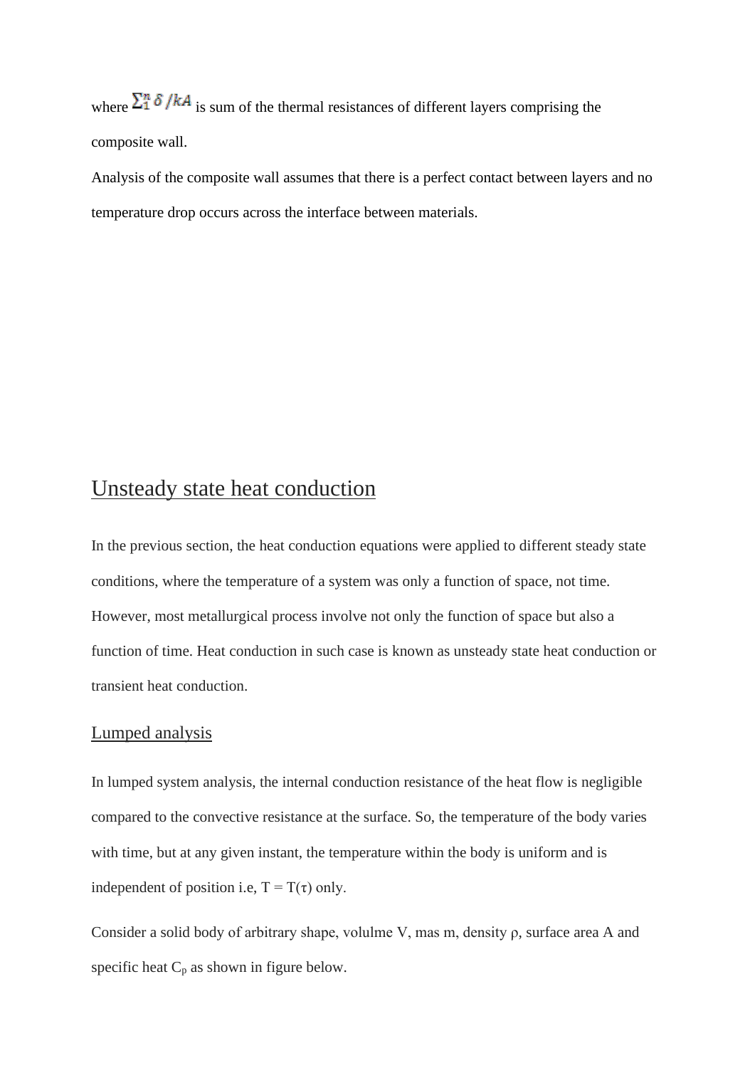where $\sum_1^n \delta / kA$ is sum of the thermal resistances of different layers comprising the composite wall.

Analysis of the composite wall assumes that there is a perfect contact between layers and no temperature drop occurs across the interface between materials.

## Unsteady state heat conduction

In the previous section, the heat conduction equations were applied to different steady state conditions, where the temperature of a system was only a function of space, not time. However, most metallurgical process involve not only the function of space but also a function of time. Heat conduction in such case is known as unsteady state heat conduction or transient heat conduction.

### Lumped analysis

In lumped system analysis, the internal conduction resistance of the heat flow is negligible compared to the convective resistance at the surface. So, the temperature of the body varies with time, but at any given instant, the temperature within the body is uniform and is independent of position i.e, $T = T(\tau)$ only.

Consider a solid body of arbitrary shape, volulme V, mas m, density ρ, surface area A and specific heat $C_p$ as shown in figure below.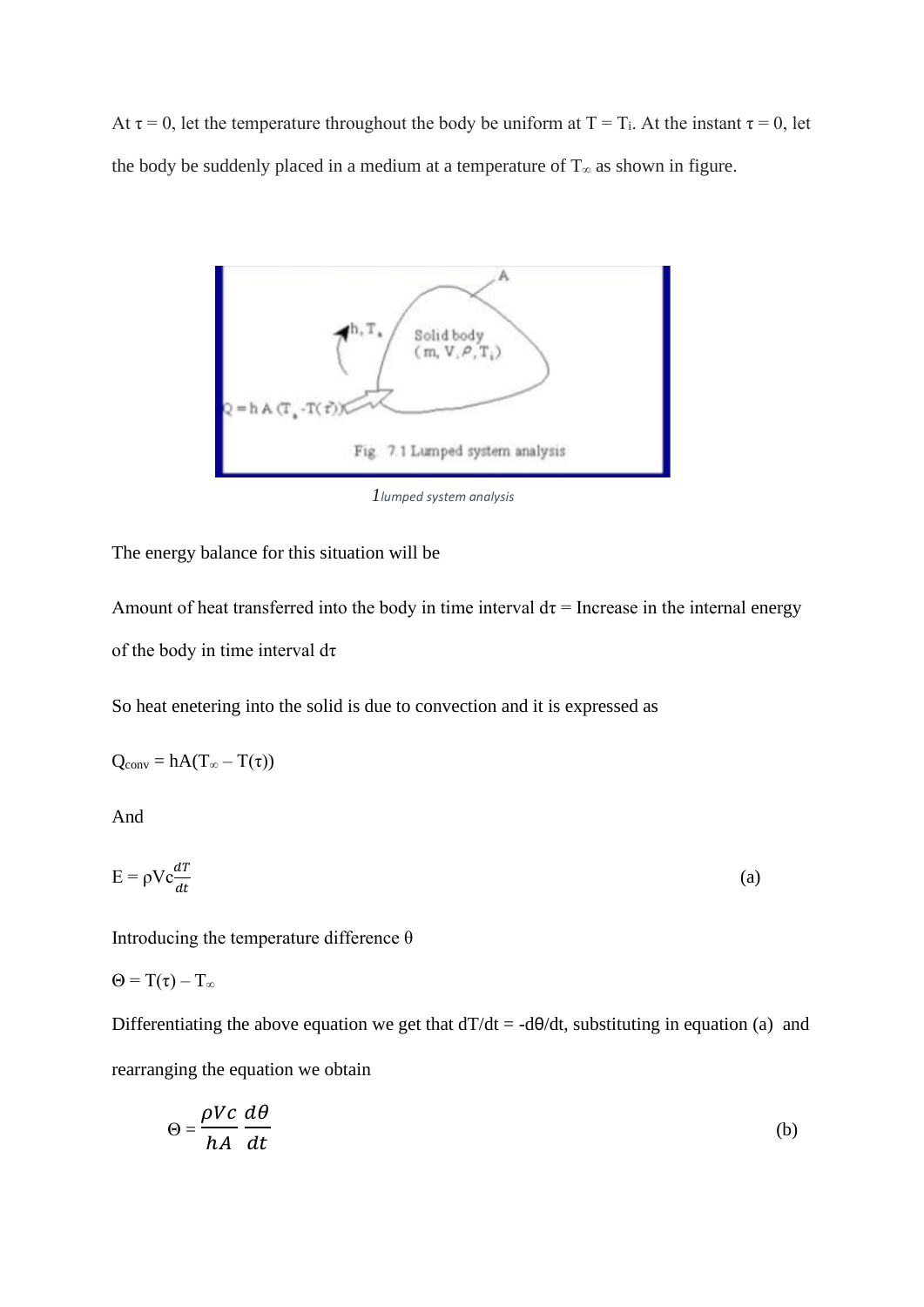At $\tau = 0$, let the temperature throughout the body be uniform at $T = T_i$. At the instant $\tau = 0$, let the body be suddenly placed in a medium at a temperature of $T_\infty$ as shown in figure.

Fig. 7.1 Lumped system analysis

*1lumped system analysis*

The energy balance for this situation will be

Amount of heat transferred into the body in time interval $d\tau$ = Increase in the internal energy of the body in time interval $d\tau$

So heat enetering into the solid is due to convection and it is expressed as

$Q_{conv} = hA(T_\infty - T(\tau))$

And

$$E = \rho Vc\frac{dT}{dt} \tag{a}$$

Introducing the temperature difference $\theta$

$\Theta = T(\tau) - T_\infty$

Differentiating the above equation we get that $dT/dt = -d\theta/dt$, substituting in equation (a) and rearranging the equation we obtain

$$\Theta = \frac{\rho Vc}{hA}\frac{d\theta}{dt} \tag{b}$$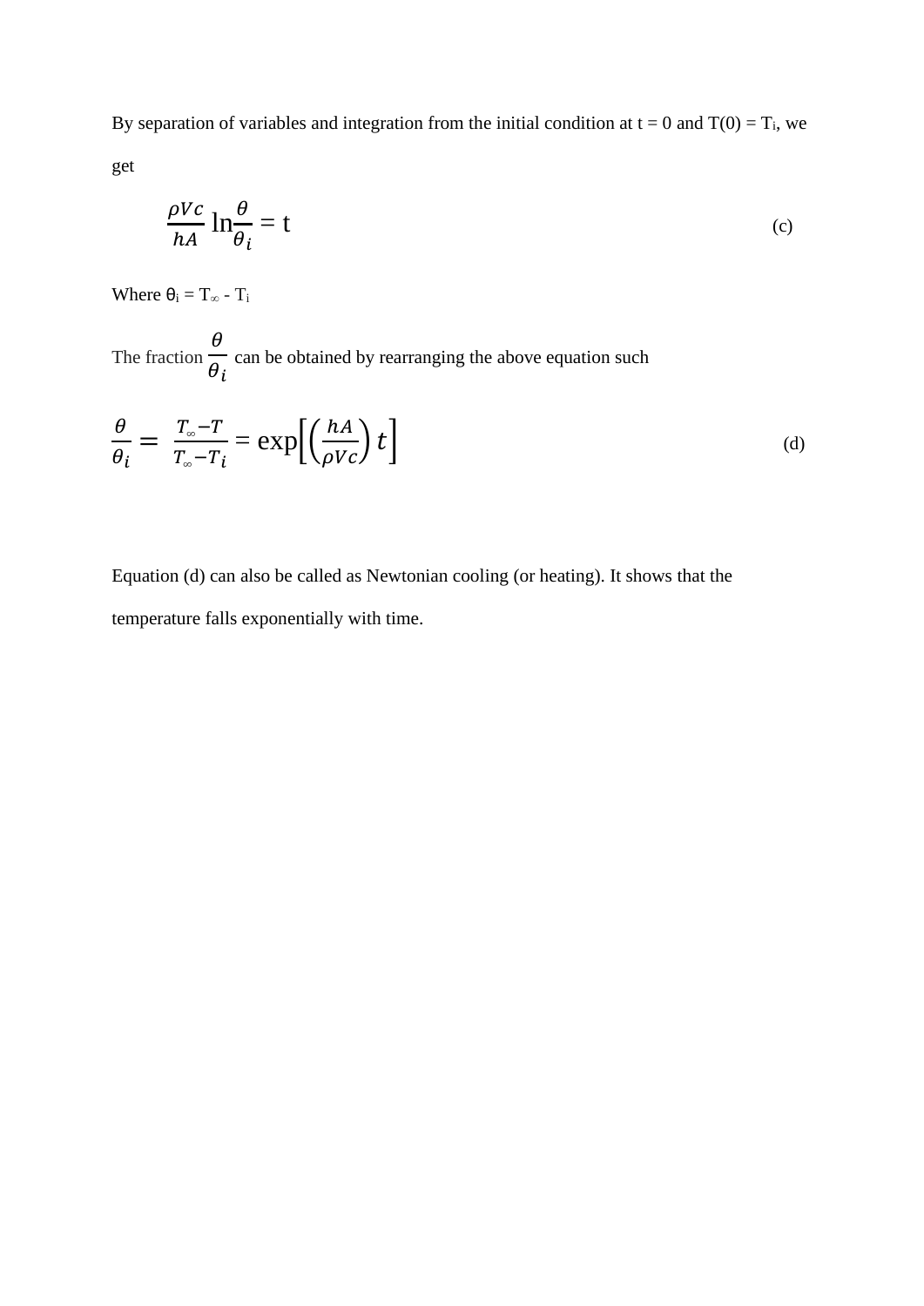By separation of variables and integration from the initial condition at t = 0 and $T(0) = T_i$, we get

$$\frac{\rho V c}{hA} \ln\frac{\theta}{\theta_i} = t \qquad \text{(c)}$$

Where $\theta_i = T_\infty - T_i$

The fraction $\frac{\theta}{\theta_i}$ can be obtained by rearranging the above equation such

$$\frac{\theta}{\theta_i} = \frac{T_\infty - T}{T_\infty - T_i} = \exp\left[\left(\frac{hA}{\rho V c}\right) t\right] \qquad \text{(d)}$$

Equation (d) can also be called as Newtonian cooling (or heating). It shows that the temperature falls exponentially with time.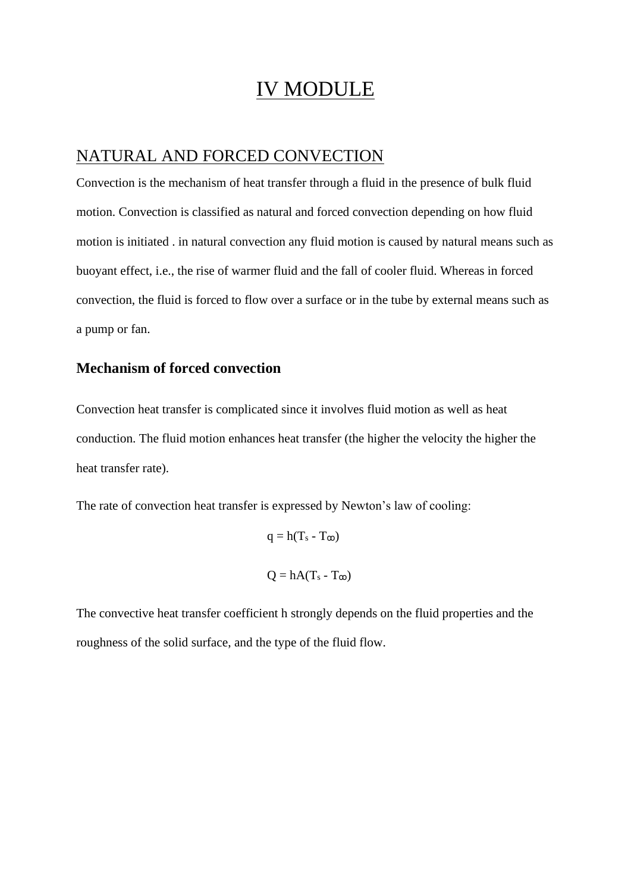# IV MODULE

## NATURAL AND FORCED CONVECTION

Convection is the mechanism of heat transfer through a fluid in the presence of bulk fluid motion. Convection is classified as natural and forced convection depending on how fluid motion is initiated . in natural convection any fluid motion is caused by natural means such as buoyant effect, i.e., the rise of warmer fluid and the fall of cooler fluid. Whereas in forced convection, the fluid is forced to flow over a surface or in the tube by external means such as a pump or fan.

### Mechanism of forced convection

Convection heat transfer is complicated since it involves fluid motion as well as heat conduction. The fluid motion enhances heat transfer (the higher the velocity the higher the heat transfer rate).

The rate of convection heat transfer is expressed by Newton's law of cooling:

$$q = h(T_s - T_\infty)$$

$$Q = hA(T_s - T_\infty)$$

The convective heat transfer coefficient h strongly depends on the fluid properties and the roughness of the solid surface, and the type of the fluid flow.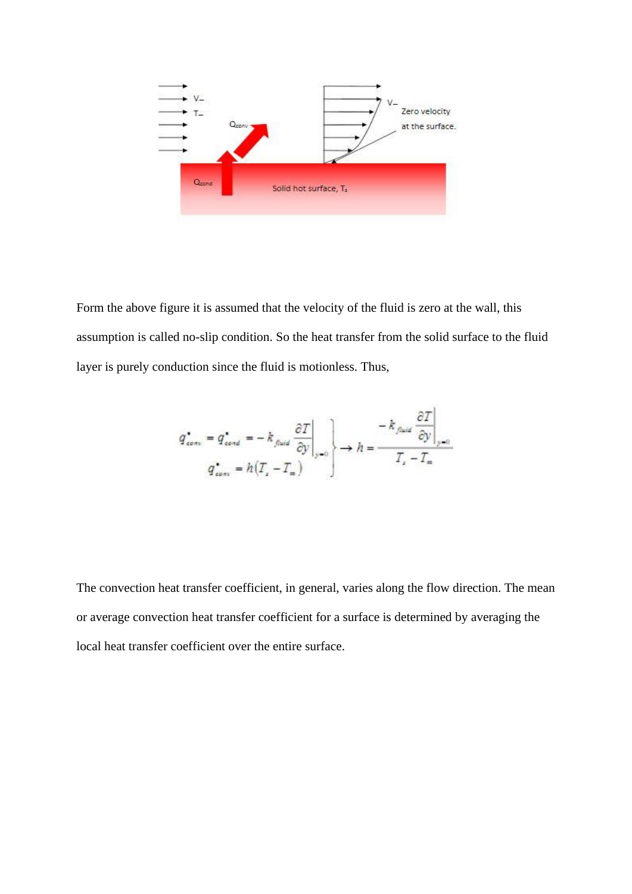Form the above figure it is assumed that the velocity of the fluid is zero at the wall, this assumption is called no-slip condition. So the heat transfer from the solid surface to the fluid layer is purely conduction since the fluid is motionless. Thus,

$$\left.\begin{aligned} \dot{q}_{conv} &= \dot{q}_{cond} = -k_{fluid}\left.\frac{\partial T}{\partial y}\right|_{y=0} \\ \dot{q}_{conv} &= h\left(T_s - T_\infty\right) \end{aligned}\right\} \rightarrow h = \frac{-k_{fluid}\left.\dfrac{\partial T}{\partial y}\right|_{y=0}}{T_s - T_\infty}$$

The convection heat transfer coefficient, in general, varies along the flow direction. The mean or average convection heat transfer coefficient for a surface is determined by averaging the local heat transfer coefficient over the entire surface.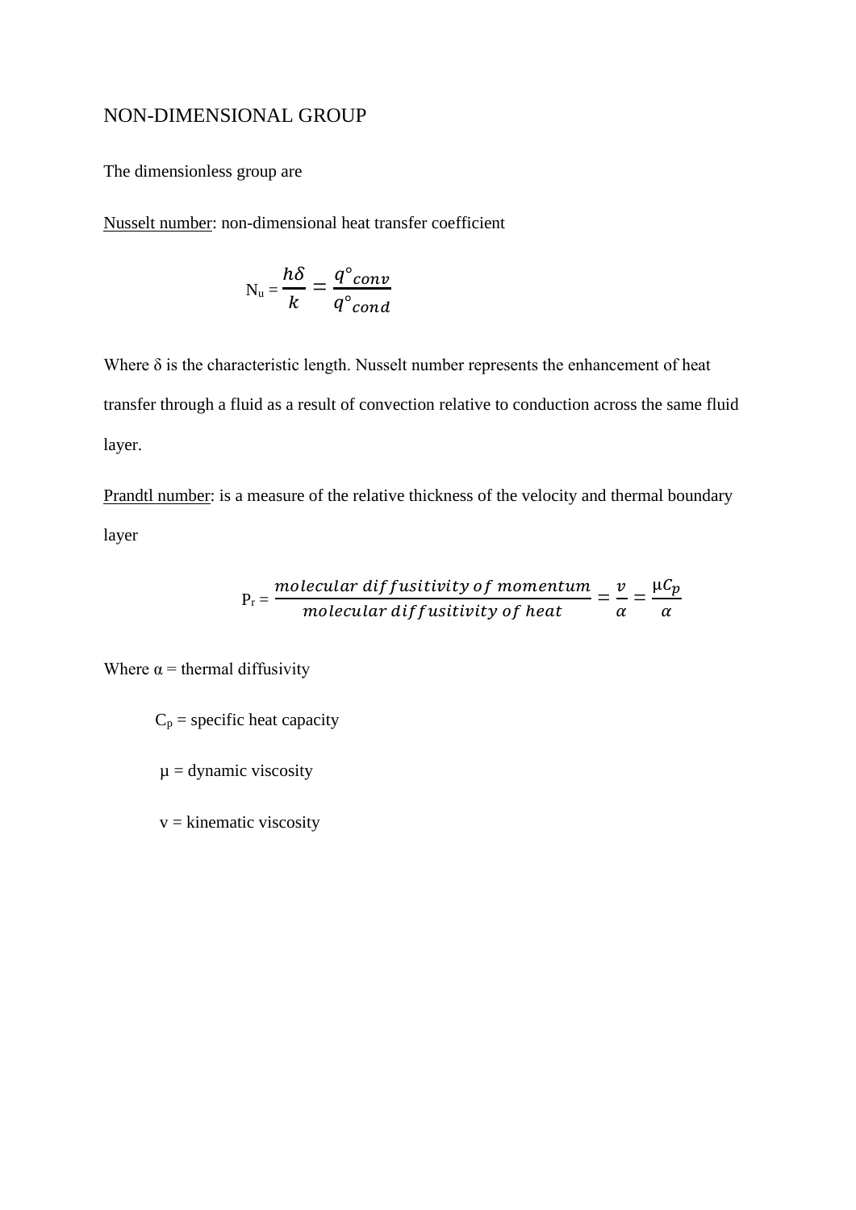# NON-DIMENSIONAL GROUP

The dimensionless group are

Nusselt number: non-dimensional heat transfer coefficient

$$N_u = \frac{h\delta}{k} = \frac{q^{\circ}_{conv}}{q^{\circ}_{cond}}$$

Where δ is the characteristic length. Nusselt number represents the enhancement of heat transfer through a fluid as a result of convection relative to conduction across the same fluid layer.

Prandtl number: is a measure of the relative thickness of the velocity and thermal boundary layer

$$P_r = \frac{molecular\ diffusitivity\ of\ momentum}{molecular\ diffusitivity\ of\ heat} = \frac{v}{\alpha} = \frac{\mu C_p}{\alpha}$$

Where α = thermal diffusivity

$C_p$ = specific heat capacity

μ = dynamic viscosity

v = kinematic viscosity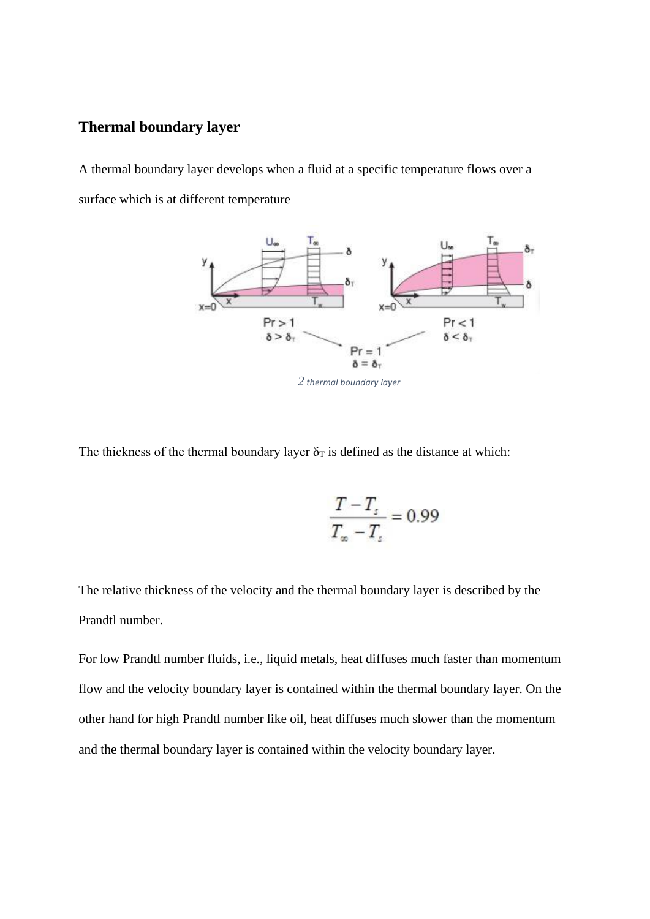## Thermal boundary layer

A thermal boundary layer develops when a fluid at a specific temperature flows over a surface which is at different temperature

*2 thermal boundary layer*

The thickness of the thermal boundary layer $\delta_T$ is defined as the distance at which:

$$\frac{T - T_s}{T_\infty - T_s} = 0.99$$

The relative thickness of the velocity and the thermal boundary layer is described by the Prandtl number.

For low Prandtl number fluids, i.e., liquid metals, heat diffuses much faster than momentum flow and the velocity boundary layer is contained within the thermal boundary layer. On the other hand for high Prandtl number like oil, heat diffuses much slower than the momentum and the thermal boundary layer is contained within the velocity boundary layer.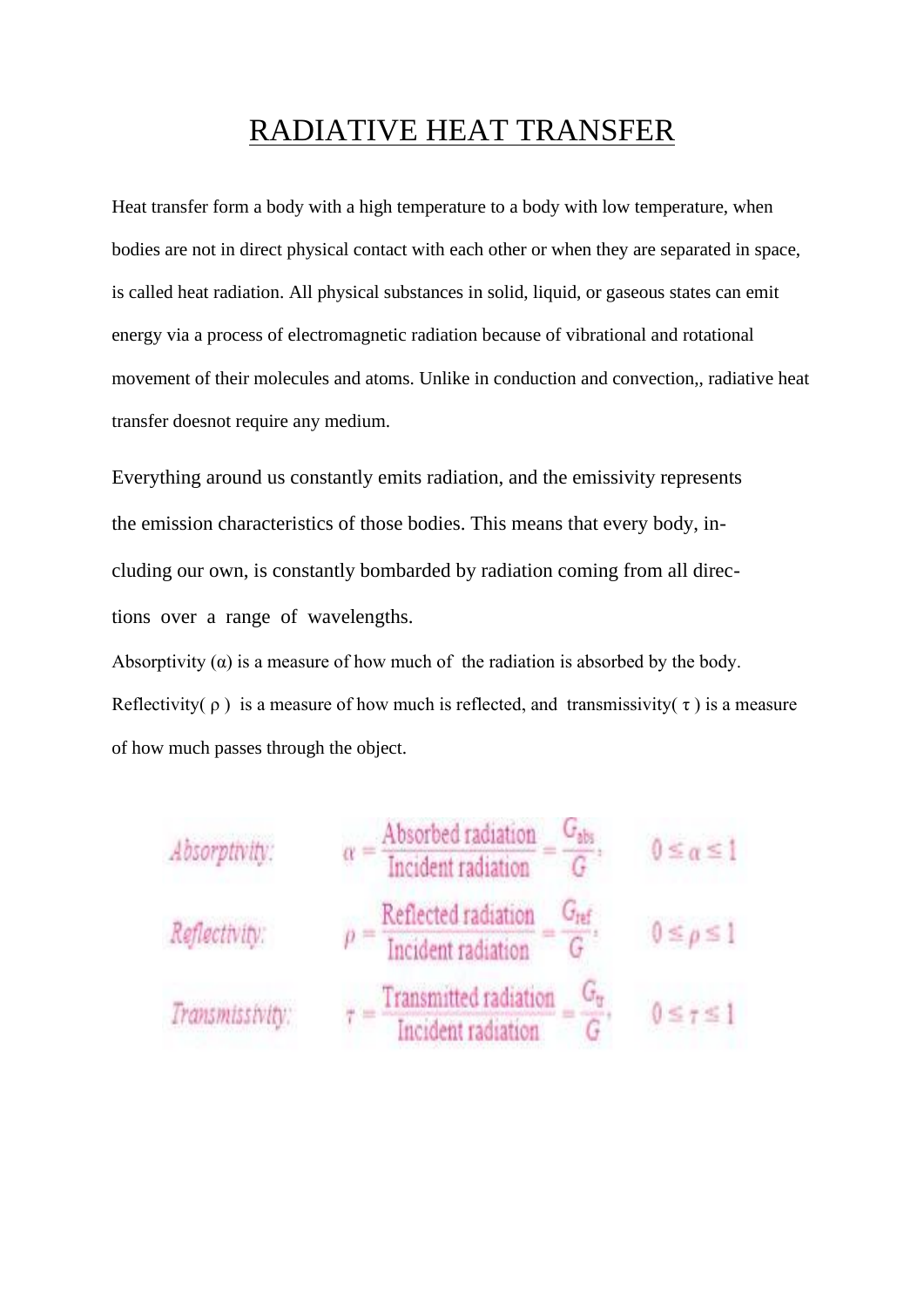# RADIATIVE HEAT TRANSFER

Heat transfer form a body with a high temperature to a body with low temperature, when bodies are not in direct physical contact with each other or when they are separated in space, is called heat radiation. All physical substances in solid, liquid, or gaseous states can emit energy via a process of electromagnetic radiation because of vibrational and rotational movement of their molecules and atoms. Unlike in conduction and convection,, radiative heat transfer doesnot require any medium.

Everything around us constantly emits radiation, and the emissivity represents the emission characteristics of those bodies. This means that every body, including our own, is constantly bombarded by radiation coming from all directions over a range of wavelengths.

Absorptivity ($\alpha$) is a measure of how much of the radiation is absorbed by the body. Reflectivity( $\rho$ ) is a measure of how much is reflected, and transmissivity( $\tau$ ) is a measure of how much passes through the object.

*Absorptivity:* $$\alpha = \frac{\text{Absorbed radiation}}{\text{Incident radiation}} = \frac{G_{abs}}{G}, \qquad 0 \le \alpha \le 1$$

*Reflectivity:* $$\rho = \frac{\text{Reflected radiation}}{\text{Incident radiation}} = \frac{G_{ref}}{G}, \qquad 0 \le \rho \le 1$$

*Transmissivity:* $$\tau = \frac{\text{Transmitted radiation}}{\text{Incident radiation}} = \frac{G_{tr}}{G}, \qquad 0 \le \tau \le 1$$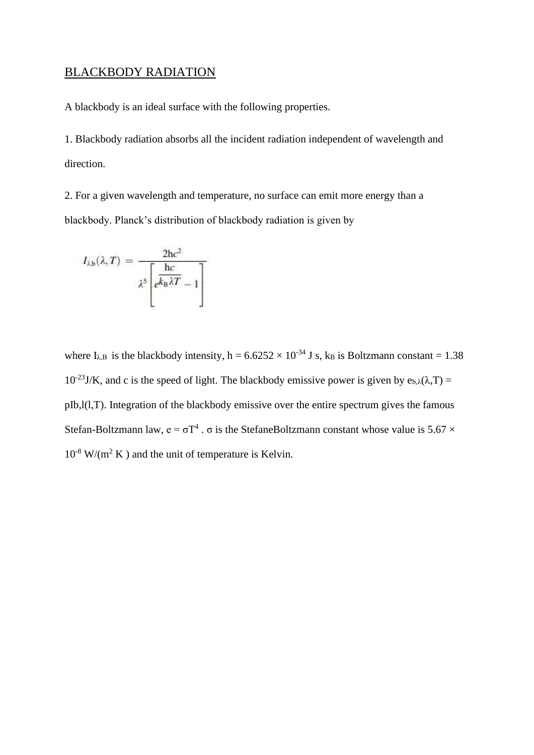BLACKBODY RADIATION

A blackbody is an ideal surface with the following properties.

1. Blackbody radiation absorbs all the incident radiation independent of wavelength and direction.

2. For a given wavelength and temperature, no surface can emit more energy than a blackbody. Planck's distribution of blackbody radiation is given by

$$I_{\lambda,b}(\lambda, T) = \frac{2hc^2}{\lambda^5 \left[ e^{\frac{hc}{k_B \lambda T}} - 1 \right]}$$

where $I_{\lambda,B}$ is the blackbody intensity, h = 6.6252 × $10^{-34}$ J s, $k_B$ is Boltzmann constant = 1.38 $10^{-23}$J/K, and c is the speed of light. The blackbody emissive power is given by $e_{b,\lambda}(\lambda,T)$ = pIb,l(l,T). Integration of the blackbody emissive over the entire spectrum gives the famous Stefan-Boltzmann law, e = $\sigma T^4$ . σ is the StefaneBoltzmann constant whose value is 5.67 × $10^{-8}$ W/($m^2$ K ) and the unit of temperature is Kelvin.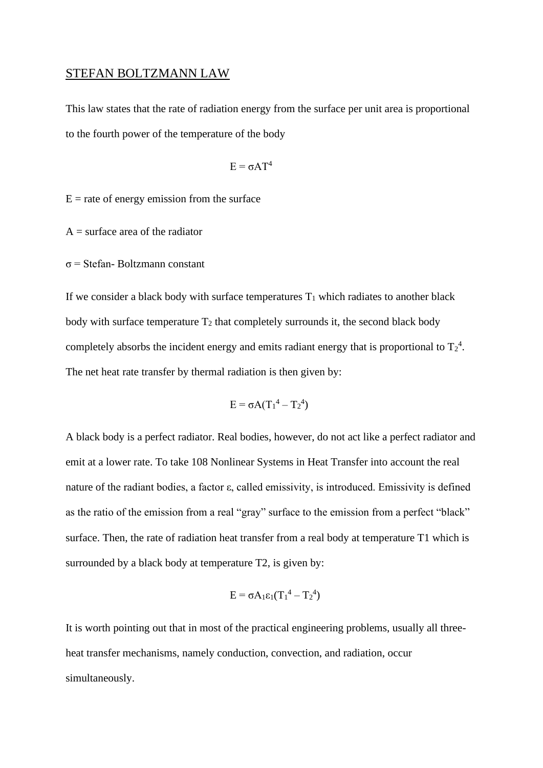## STEFAN BOLTZMANN LAW

This law states that the rate of radiation energy from the surface per unit area is proportional to the fourth power of the temperature of the body

$$E = \sigma A T^4$$

$E$ = rate of energy emission from the surface

$A$ = surface area of the radiator

$\sigma$ = Stefan- Boltzmann constant

If we consider a black body with surface temperatures $T_1$ which radiates to another black body with surface temperature $T_2$ that completely surrounds it, the second black body completely absorbs the incident energy and emits radiant energy that is proportional to $T_2^4$. The net heat rate transfer by thermal radiation is then given by:

$$E = \sigma A(T_1^4 - T_2^4)$$

A black body is a perfect radiator. Real bodies, however, do not act like a perfect radiator and emit at a lower rate. To take 108 Nonlinear Systems in Heat Transfer into account the real nature of the radiant bodies, a factor $\varepsilon$, called emissivity, is introduced. Emissivity is defined as the ratio of the emission from a real "gray" surface to the emission from a perfect "black" surface. Then, the rate of radiation heat transfer from a real body at temperature T1 which is surrounded by a black body at temperature T2, is given by:

$$E = \sigma A_1 \varepsilon_1 (T_1^4 - T_2^4)$$

It is worth pointing out that in most of the practical engineering problems, usually all three-heat transfer mechanisms, namely conduction, convection, and radiation, occur simultaneously.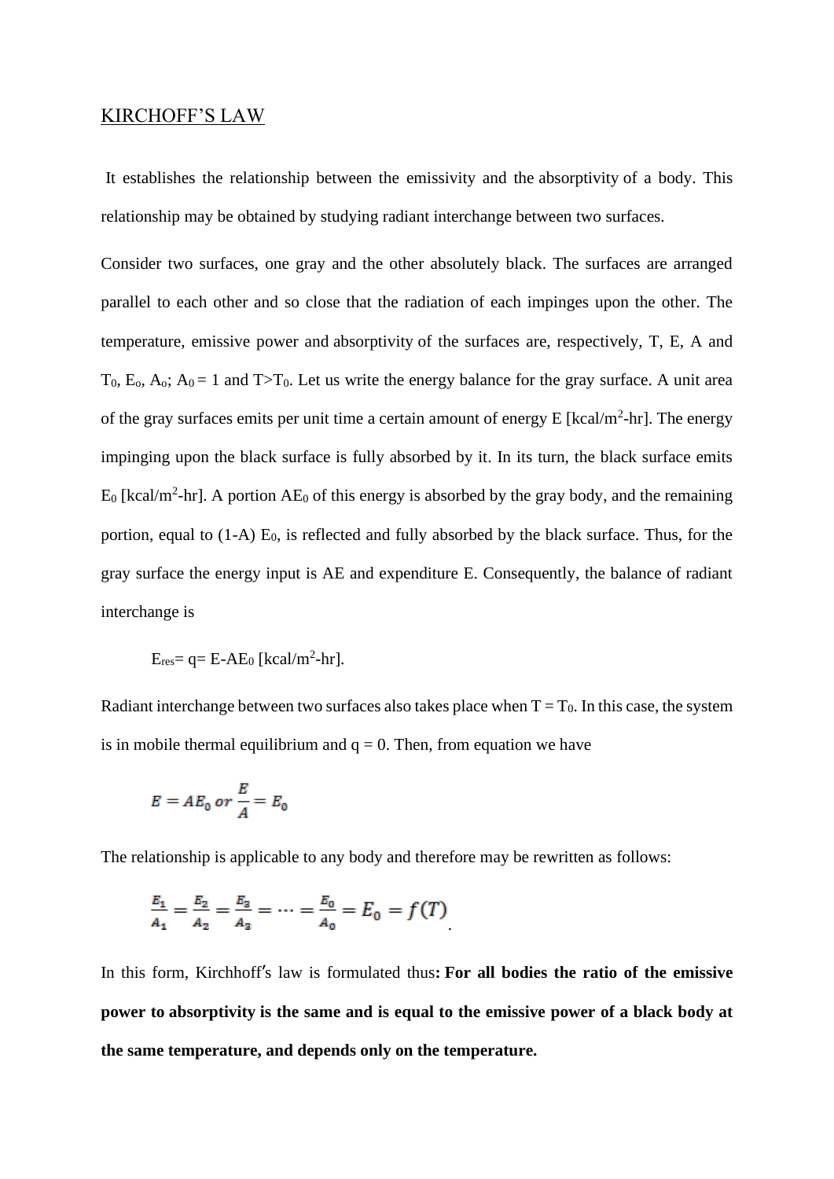## KIRCHOFF'S LAW

It establishes the relationship between the emissivity and the absorptivity of a body. This relationship may be obtained by studying radiant interchange between two surfaces.

Consider two surfaces, one gray and the other absolutely black. The surfaces are arranged parallel to each other and so close that the radiation of each impinges upon the other. The temperature, emissive power and absorptivity of the surfaces are, respectively, T, E, A and $T_0$, $E_o$, $A_o$; $A_0 = 1$ and $T > T_0$. Let us write the energy balance for the gray surface. A unit area of the gray surfaces emits per unit time a certain amount of energy E [kcal/m$^2$-hr]. The energy impinging upon the black surface is fully absorbed by it. In its turn, the black surface emits $E_0$ [kcal/m$^2$-hr]. A portion $AE_0$ of this energy is absorbed by the gray body, and the remaining portion, equal to (1-A) $E_0$, is reflected and fully absorbed by the black surface. Thus, for the gray surface the energy input is AE and expenditure E. Consequently, the balance of radiant interchange is

$E_{res} = q = E - AE_0$ [kcal/m$^2$-hr].

Radiant interchange between two surfaces also takes place when $T = T_0$. In this case, the system is in mobile thermal equilibrium and q = 0. Then, from equation we have

$$E = AE_0 \text{ or } \frac{E}{A} = E_0$$

The relationship is applicable to any body and therefore may be rewritten as follows:

$$\frac{E_1}{A_1} = \frac{E_2}{A_2} = \frac{E_3}{A_3} = \cdots = \frac{E_0}{A_0} = E_0 = f(T)$$

In this form, Kirchhoff's law is formulated thus: **For all bodies the ratio of the emissive power to absorptivity is the same and is equal to the emissive power of a black body at the same temperature, and depends only on the temperature.**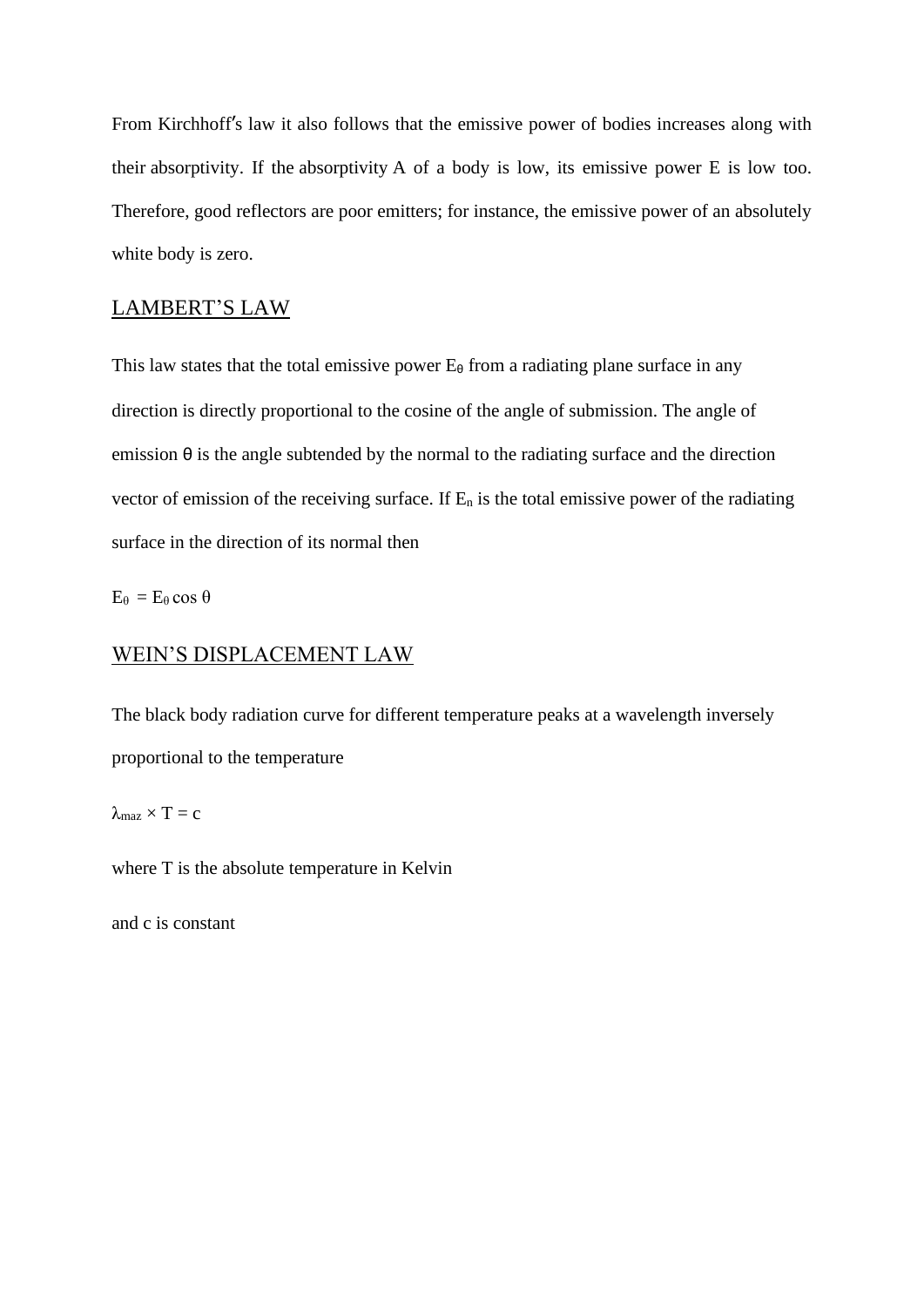From Kirchhoff′s law it also follows that the emissive power of bodies increases along with their absorptivity. If the absorptivity A of a body is low, its emissive power E is low too. Therefore, good reflectors are poor emitters; for instance, the emissive power of an absolutely white body is zero.

## LAMBERT'S LAW

This law states that the total emissive power $E_\theta$ from a radiating plane surface in any direction is directly proportional to the cosine of the angle of submission. The angle of emission θ is the angle subtended by the normal to the radiating surface and the direction vector of emission of the receiving surface. If $E_n$ is the total emissive power of the radiating surface in the direction of its normal then

$E_\theta = E_\theta \cos \theta$

## WEIN'S DISPLACEMENT LAW

The black body radiation curve for different temperature peaks at a wavelength inversely proportional to the temperature

$\lambda_{maz} \times T = c$

where T is the absolute temperature in Kelvin

and c is constant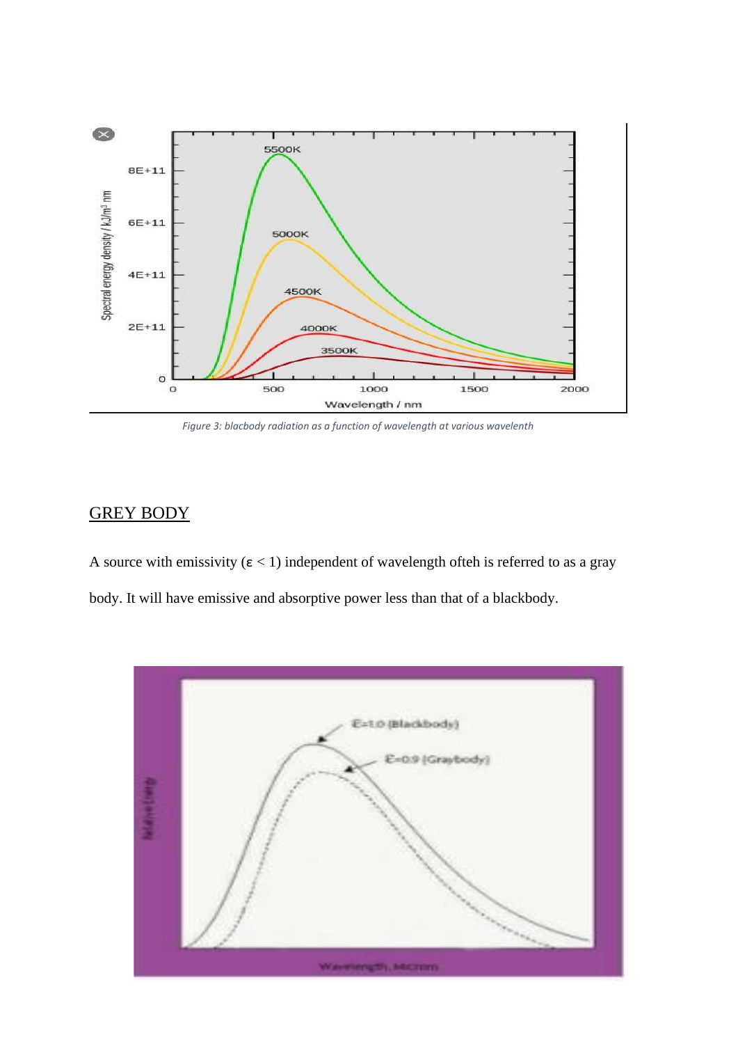*Figure 3: blacbody radiation as a function of wavelength at various wavelenth*

## GREY BODY

A source with emissivity ($\varepsilon < 1$) independent of wavelength ofteh is referred to as a gray body. It will have emissive and absorptive power less than that of a blackbody.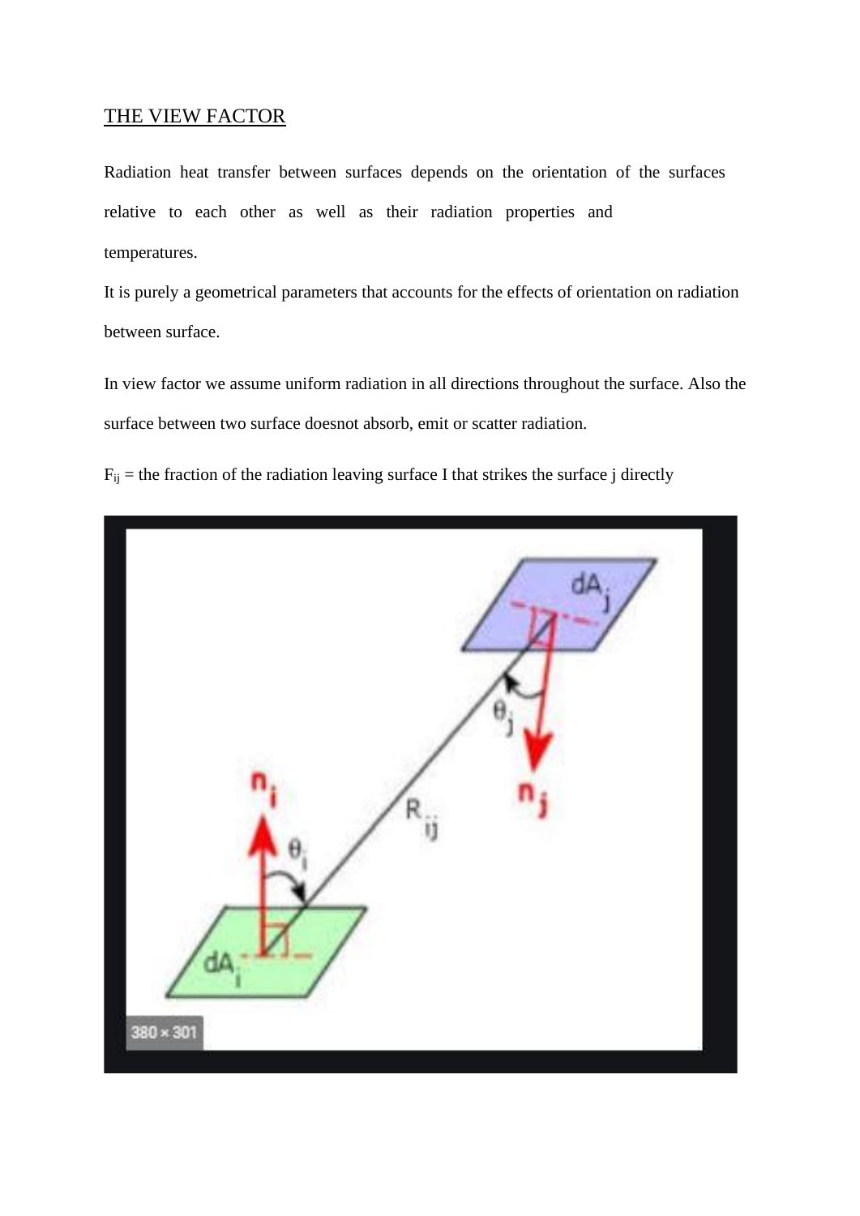## THE VIEW FACTOR

Radiation heat transfer between surfaces depends on the orientation of the surfaces relative to each other as well as their radiation properties and temperatures.

It is purely a geometrical parameters that accounts for the effects of orientation on radiation between surface.

In view factor we assume uniform radiation in all directions throughout the surface. Also the surface between two surface doesnot absorb, emit or scatter radiation.

$F_{ij}$ = the fraction of the radiation leaving surface I that strikes the surface j directly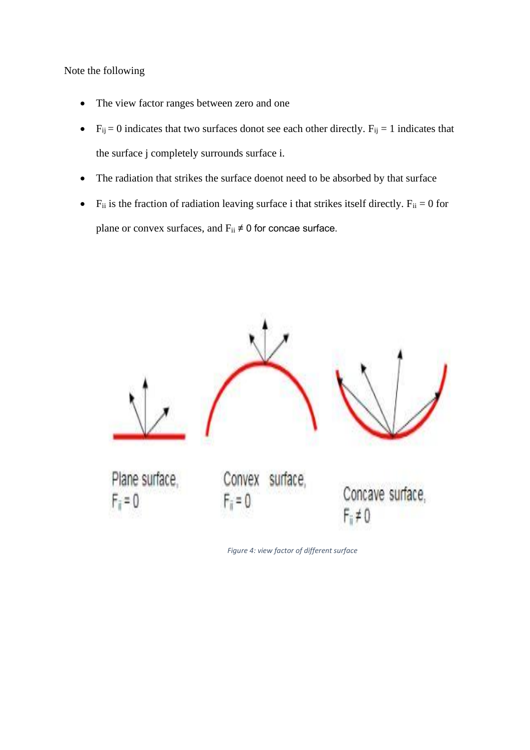Note the following

- The view factor ranges between zero and one
- $F_{ij} = 0$ indicates that two surfaces donot see each other directly. $F_{ij} = 1$ indicates that the surface j completely surrounds surface i.
- The radiation that strikes the surface doenot need to be absorbed by that surface
- $F_{ii}$ is the fraction of radiation leaving surface i that strikes itself directly. $F_{ii} = 0$ for plane or convex surfaces, and $F_{ii} \neq 0$ for concae surface.

Figure 4: view factor of different surface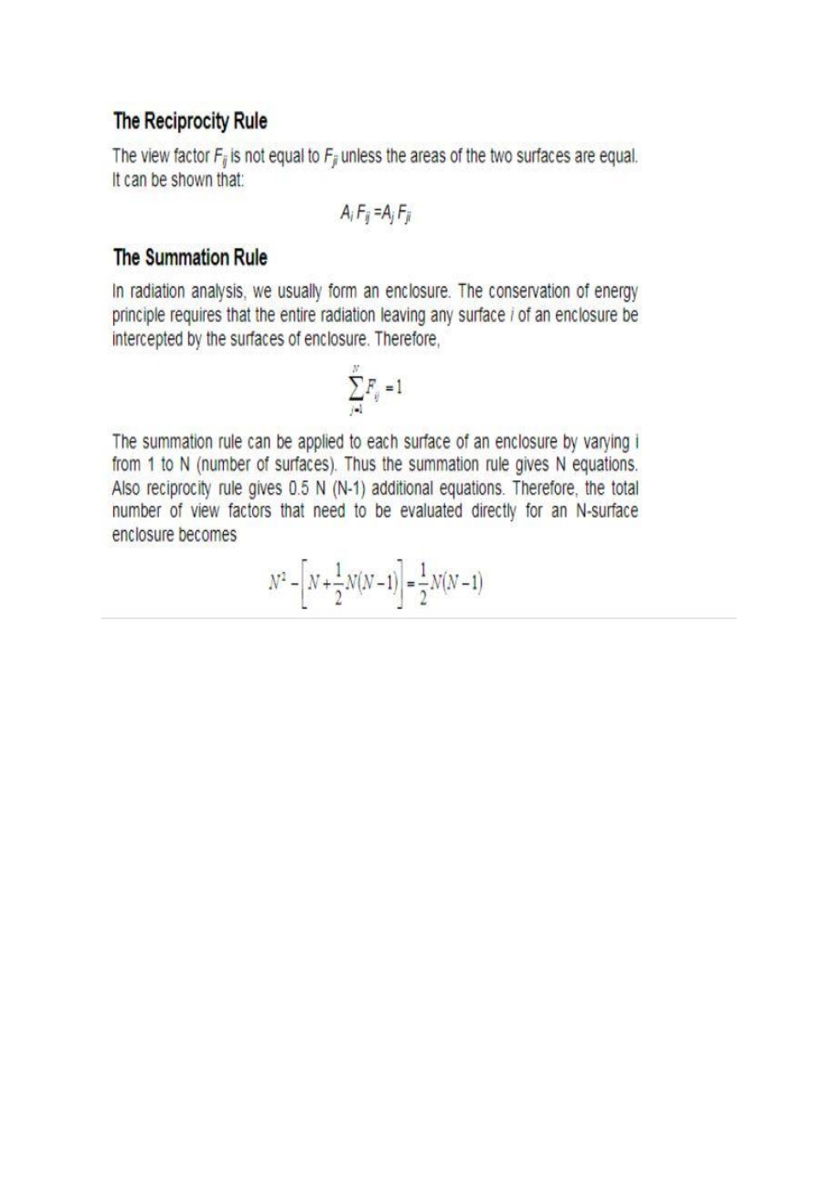## The Reciprocity Rule

The view factor $F_{ij}$ is not equal to $F_{ji}$ unless the areas of the two surfaces are equal. It can be shown that:

$$A_i F_{ij} = A_j F_{ji}$$

## The Summation Rule

In radiation analysis, we usually form an enclosure. The conservation of energy principle requires that the entire radiation leaving any surface *i* of an enclosure be intercepted by the surfaces of enclosure. Therefore,

$$\sum_{j=1}^{N} F_{ij} = 1$$

The summation rule can be applied to each surface of an enclosure by varying i from 1 to N (number of surfaces). Thus the summation rule gives N equations. Also reciprocity rule gives 0.5 N (N-1) additional equations. Therefore, the total number of view factors that need to be evaluated directly for an N-surface enclosure becomes

$$N^2 - \left[N + \frac{1}{2}N(N-1)\right] = \frac{1}{2}N(N-1)$$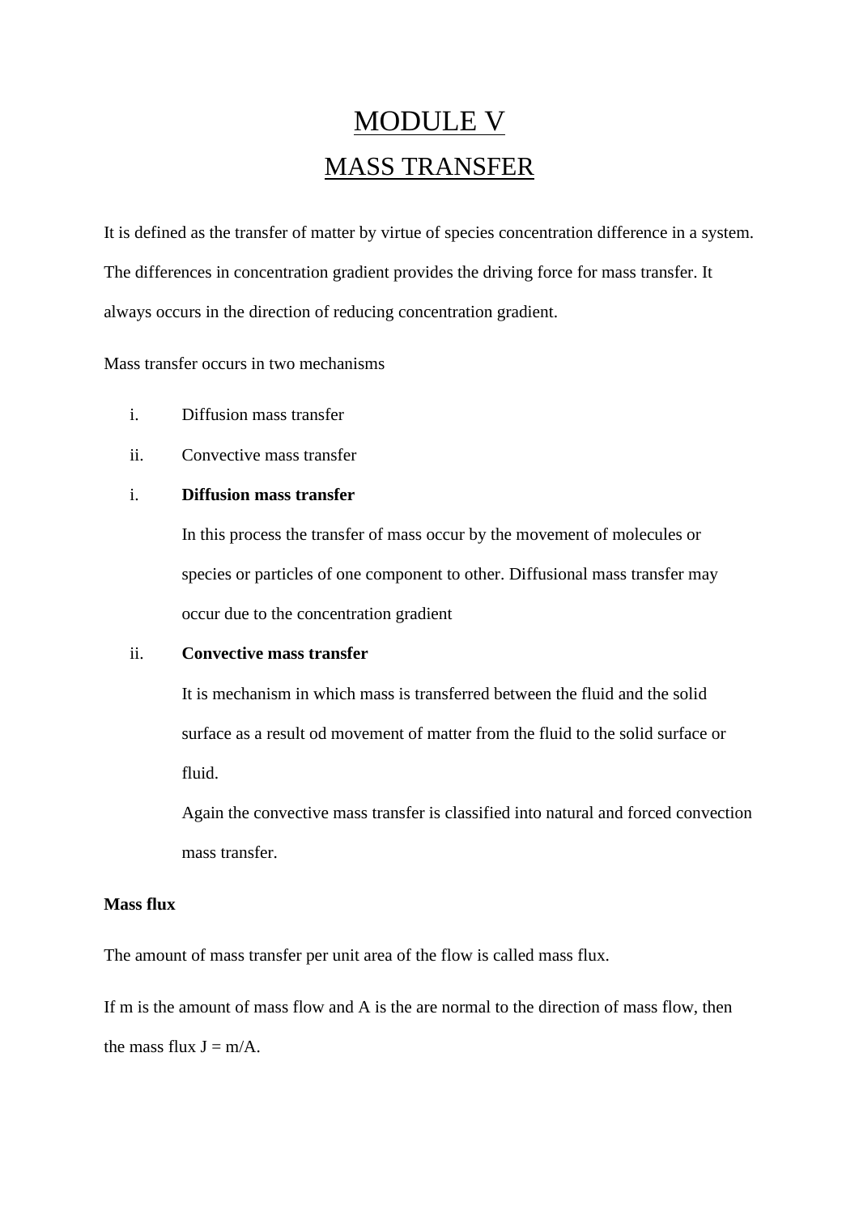# MODULE V

# MASS TRANSFER

It is defined as the transfer of matter by virtue of species concentration difference in a system. The differences in concentration gradient provides the driving force for mass transfer. It always occurs in the direction of reducing concentration gradient.

Mass transfer occurs in two mechanisms

i. Diffusion mass transfer
ii. Convective mass transfer

i. **Diffusion mass transfer**

   In this process the transfer of mass occur by the movement of molecules or species or particles of one component to other. Diffusional mass transfer may occur due to the concentration gradient

ii. **Convective mass transfer**

   It is mechanism in which mass is transferred between the fluid and the solid surface as a result od movement of matter from the fluid to the solid surface or fluid.

   Again the convective mass transfer is classified into natural and forced convection mass transfer.

**Mass flux**

The amount of mass transfer per unit area of the flow is called mass flux.

If m is the amount of mass flow and A is the are normal to the direction of mass flow, then the mass flux $J = m/A$.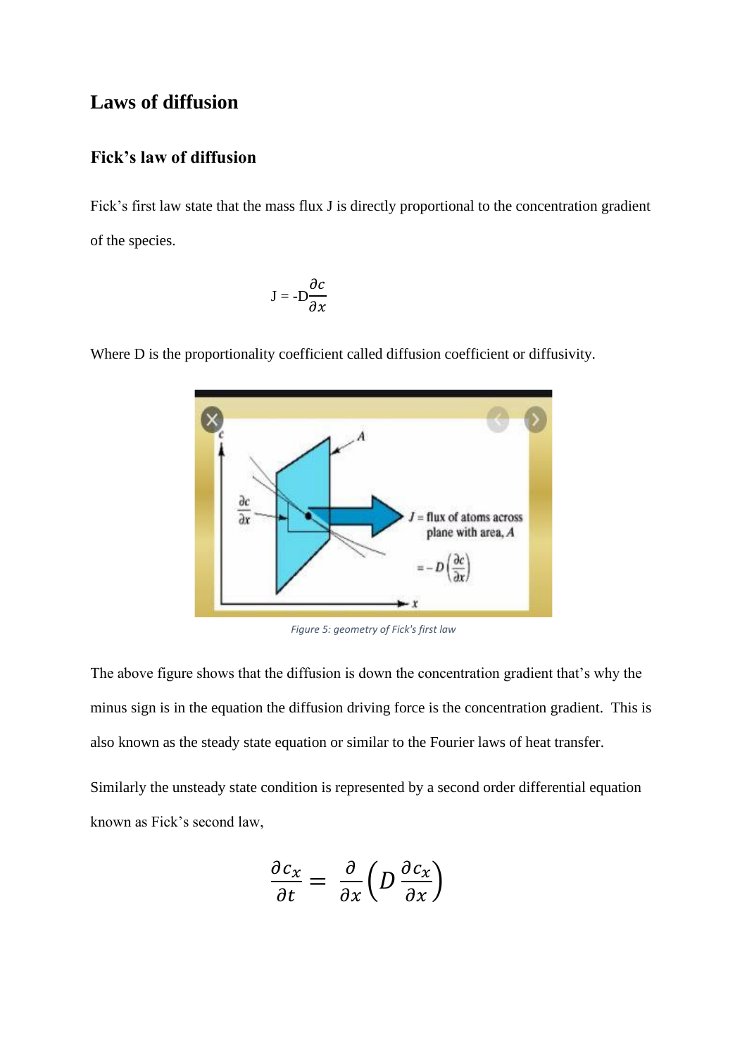# Laws of diffusion

## Fick's law of diffusion

Fick's first law state that the mass flux J is directly proportional to the concentration gradient of the species.

$$J = -D\frac{\partial c}{\partial x}$$

Where D is the proportionality coefficient called diffusion coefficient or diffusivity.

*Figure 5: geometry of Fick's first law*

The above figure shows that the diffusion is down the concentration gradient that's why the minus sign is in the equation the diffusion driving force is the concentration gradient. This is also known as the steady state equation or similar to the Fourier laws of heat transfer.

Similarly the unsteady state condition is represented by a second order differential equation known as Fick's second law,

$$\frac{\partial c_x}{\partial t} = \frac{\partial}{\partial x}\left(D\,\frac{\partial c_x}{\partial x}\right)$$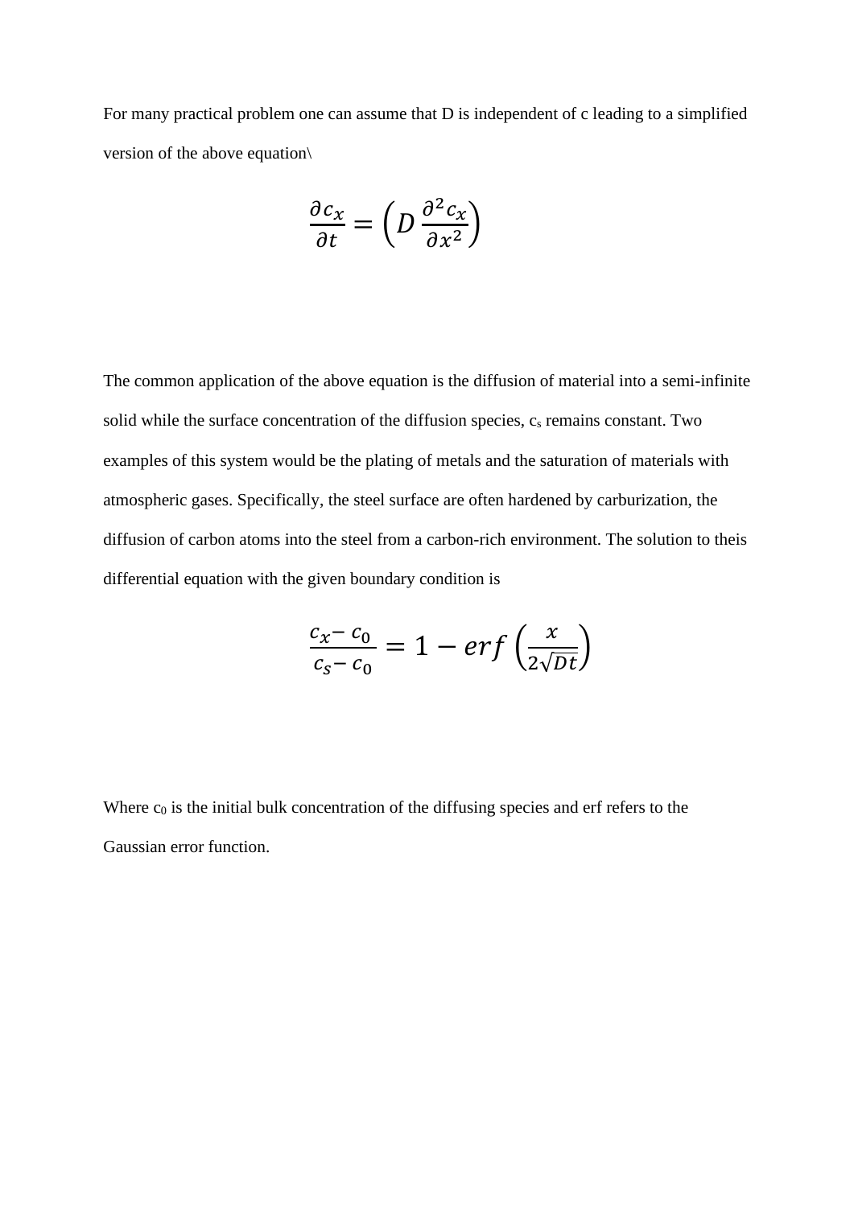For many practical problem one can assume that D is independent of c leading to a simplified version of the above equation\

$$\frac{\partial c_x}{\partial t} = \left( D \frac{\partial^2 c_x}{\partial x^2} \right)$$

The common application of the above equation is the diffusion of material into a semi-infinite solid while the surface concentration of the diffusion species, $c_s$ remains constant. Two examples of this system would be the plating of metals and the saturation of materials with atmospheric gases. Specifically, the steel surface are often hardened by carburization, the diffusion of carbon atoms into the steel from a carbon-rich environment. The solution to theis differential equation with the given boundary condition is

$$\frac{c_x - c_0}{c_s - c_0} = 1 - erf\left( \frac{x}{2\sqrt{Dt}} \right)$$

Where $c_0$ is the initial bulk concentration of the diffusing species and erf refers to the Gaussian error function.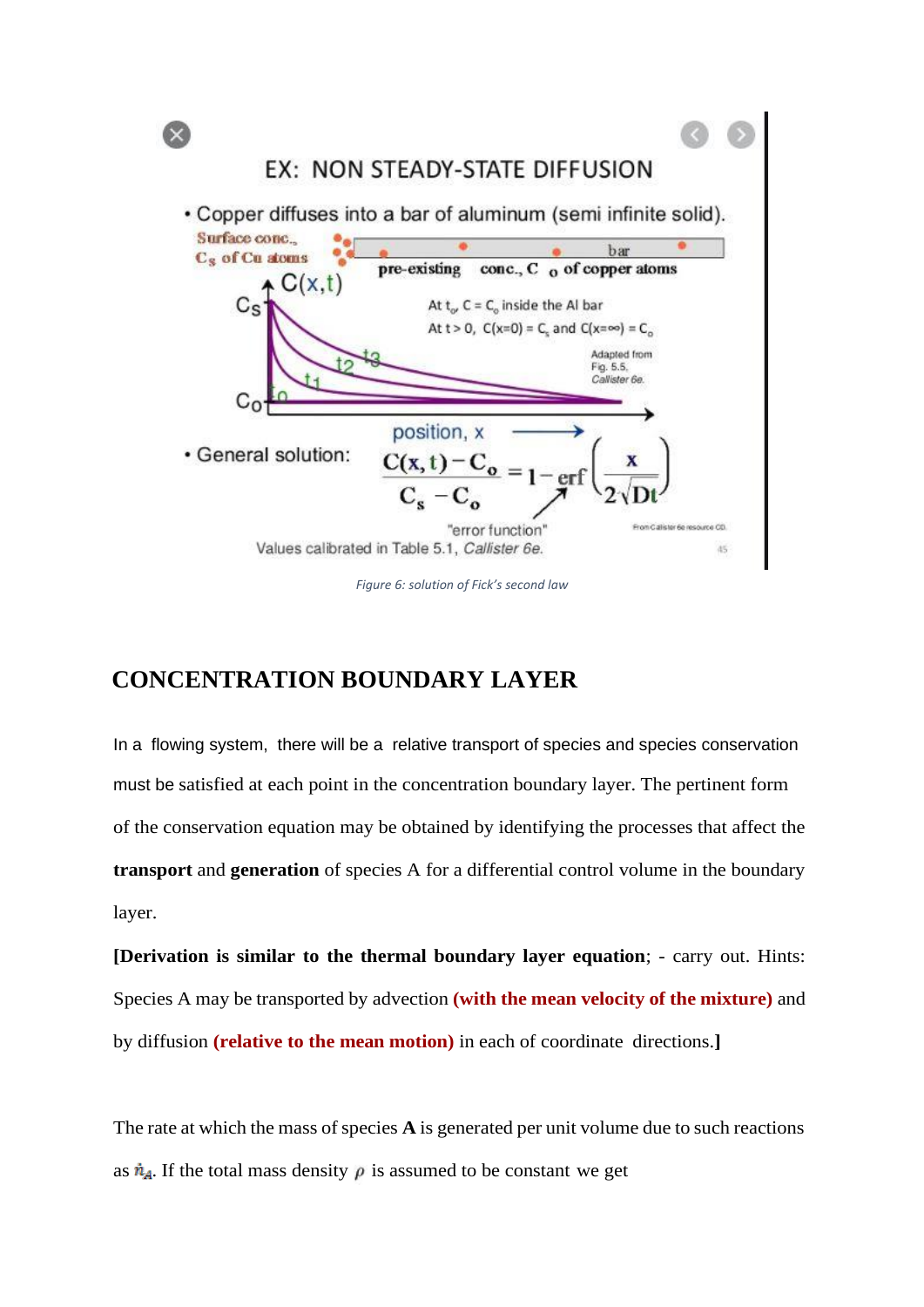EX: NON STEADY-STATE DIFFUSION

- Copper diffuses into a bar of aluminum (semi infinite solid).

Surface conc., $C_s$ of Cu atoms — bar — pre-existing conc., $C_o$ of copper atoms

At $t_o$, $C = C_o$ inside the Al bar

At $t > 0$, $C(x=0) = C_s$ and $C(x=\infty) = C_o$

Adapted from Fig. 5.5, *Callister 6e.*

- General solution:

$$\frac{C(x,t) - C_o}{C_s - C_o} = 1 - \text{erf}\left(\frac{x}{2\sqrt{Dt}}\right)$$

"error function"

Values calibrated in Table 5.1, *Callister 6e.*

*Figure 6: solution of Fick's second law*

## CONCENTRATION BOUNDARY LAYER

In a flowing system, there will be a relative transport of species and species conservation must be satisfied at each point in the concentration boundary layer. The pertinent form of the conservation equation may be obtained by identifying the processes that affect the **transport** and **generation** of species A for a differential control volume in the boundary layer.

**[Derivation is similar to the thermal boundary layer equation**; - carry out. Hints: Species A may be transported by advection **(with the mean velocity of the mixture)** and by diffusion **(relative to the mean motion)** in each of coordinate directions.**]**

The rate at which the mass of species **A** is generated per unit volume due to such reactions as $\dot{n}_A$. If the total mass density $\rho$ is assumed to be constant we get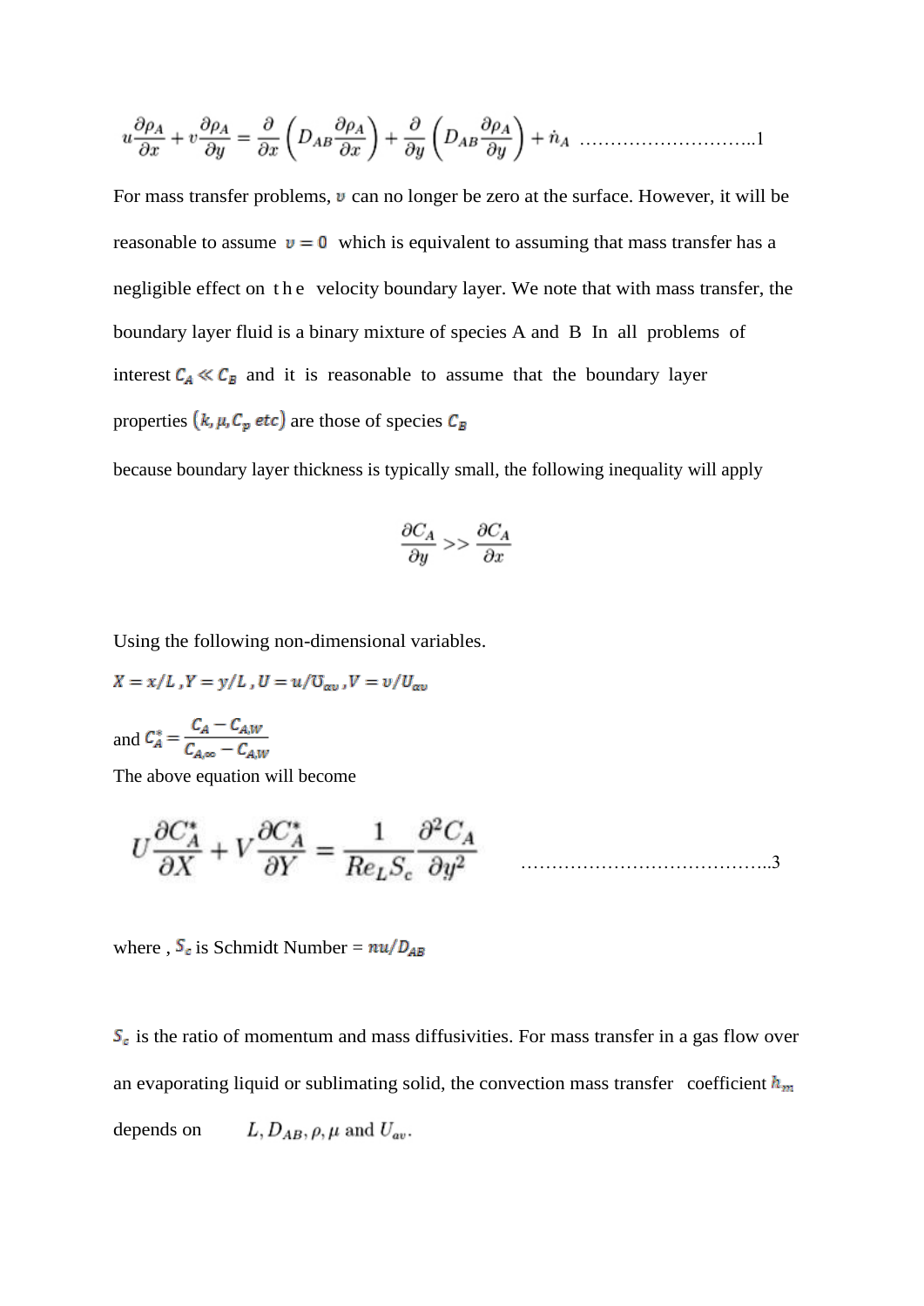$$u\frac{\partial \rho_A}{\partial x} + v\frac{\partial \rho_A}{\partial y} = \frac{\partial}{\partial x}\left(D_{AB}\frac{\partial \rho_A}{\partial x}\right) + \frac{\partial}{\partial y}\left(D_{AB}\frac{\partial \rho_A}{\partial y}\right) + \dot{n}_A \quad \text{.............................1}$$

For mass transfer problems, $v$ can no longer be zero at the surface. However, it will be reasonable to assume $v = 0$ which is equivalent to assuming that mass transfer has a negligible effect on the velocity boundary layer. We note that with mass transfer, the boundary layer fluid is a binary mixture of species A and B In all problems of interest $C_A \ll C_B$ and it is reasonable to assume that the boundary layer properties $(k, \mu, C_p\ etc)$ are those of species $C_B$

because boundary layer thickness is typically small, the following inequality will apply

$$\frac{\partial C_A}{\partial y} >> \frac{\partial C_A}{\partial x}$$

Using the following non-dimensional variables.

$X = x/L$ , $Y = y/L$ , $U = u/U_{av}$ , $V = v/U_{av}$

and $C_A^* = \dfrac{C_A - C_{A,W}}{C_{A,\infty} - C_{A,W}}$

The above equation will become

$$U\frac{\partial C_A^*}{\partial X} + V\frac{\partial C_A^*}{\partial Y} = \frac{1}{Re_L S_c}\frac{\partial^2 C_A}{\partial y^2} \quad \text{.......................................3}$$

where , $S_c$ is Schmidt Number = $nu/D_{AB}$

$S_c$ is the ratio of momentum and mass diffusivities. For mass transfer in a gas flow over an evaporating liquid or sublimating solid, the convection mass transfer coefficient $h_m$ depends on $L, D_{AB}, \rho, \mu$ and $U_{av}$.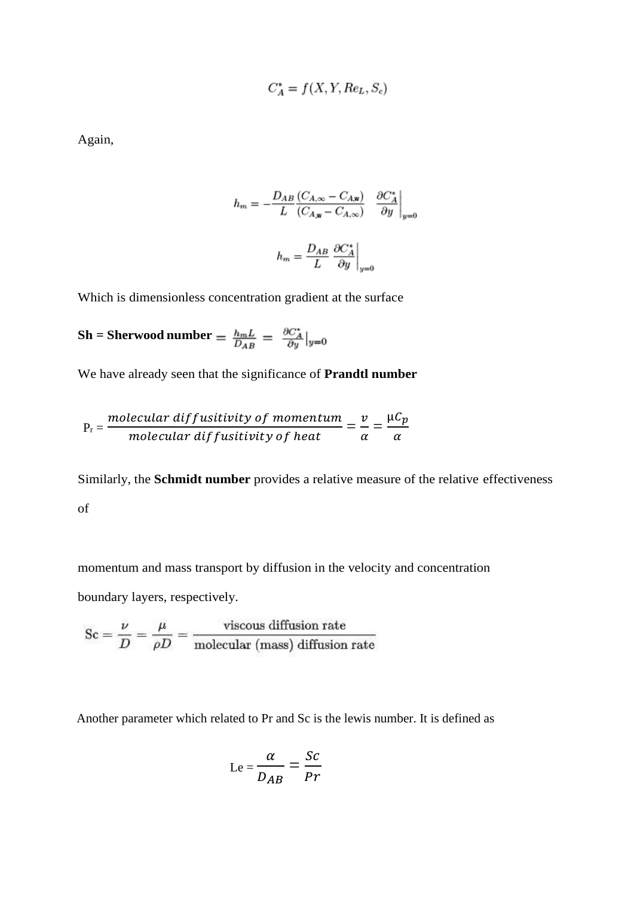$$C_A^* = f(X, Y, Re_L, S_c)$$

Again,

$$h_m = -\frac{D_{AB}}{L}\frac{(C_{A,\infty} - C_{A,w})}{(C_{A,w} - C_{A,\infty})}\left.\frac{\partial C_A^*}{\partial y}\right|_{y=0}$$

$$h_m = \frac{D_{AB}}{L}\left.\frac{\partial C_A^*}{\partial y}\right|_{y=0}$$

Which is dimensionless concentration gradient at the surface

**Sh = Sherwood number** $= \frac{h_m L}{D_{AB}} = \left.\frac{\partial C_A^*}{\partial y}\right|_{y=0}$

We have already seen that the significance of **Prandtl number**

$$P_r = \frac{molecular\ diffusivity\ of\ momentum}{molecular\ diffusivity\ of\ heat} = \frac{v}{\alpha} = \frac{\mu C_p}{\alpha}$$

Similarly, the **Schmidt number** provides a relative measure of the relative effectiveness of

momentum and mass transport by diffusion in the velocity and concentration boundary layers, respectively.

$$\text{Sc} = \frac{\nu}{D} = \frac{\mu}{\rho D} = \frac{\text{viscous diffusion rate}}{\text{molecular (mass) diffusion rate}}$$

Another parameter which related to Pr and Sc is the lewis number. It is defined as

$$\text{Le} = \frac{\alpha}{D_{AB}} = \frac{Sc}{Pr}$$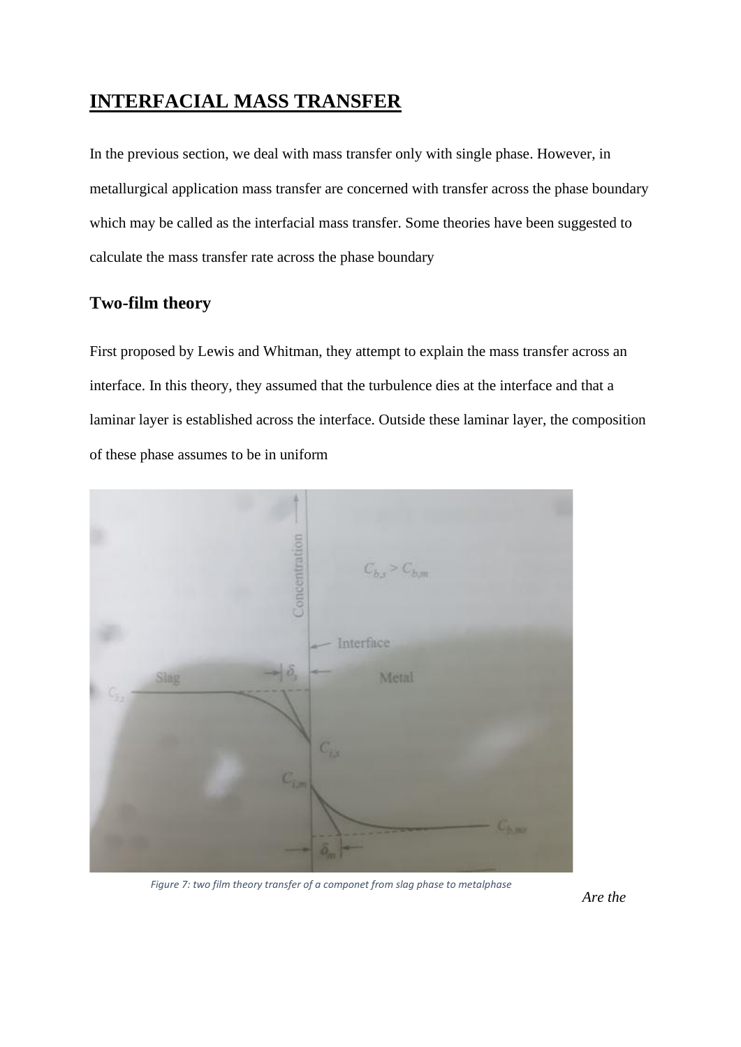# INTERFACIAL MASS TRANSFER

In the previous section, we deal with mass transfer only with single phase. However, in metallurgical application mass transfer are concerned with transfer across the phase boundary which may be called as the interfacial mass transfer. Some theories have been suggested to calculate the mass transfer rate across the phase boundary

## Two-film theory

First proposed by Lewis and Whitman, they attempt to explain the mass transfer across an interface. In this theory, they assumed that the turbulence dies at the interface and that a laminar layer is established across the interface. Outside these laminar layer, the composition of these phase assumes to be in uniform

*Figure 7: two film theory transfer of a componet from slag phase to metalphase*

*Are the*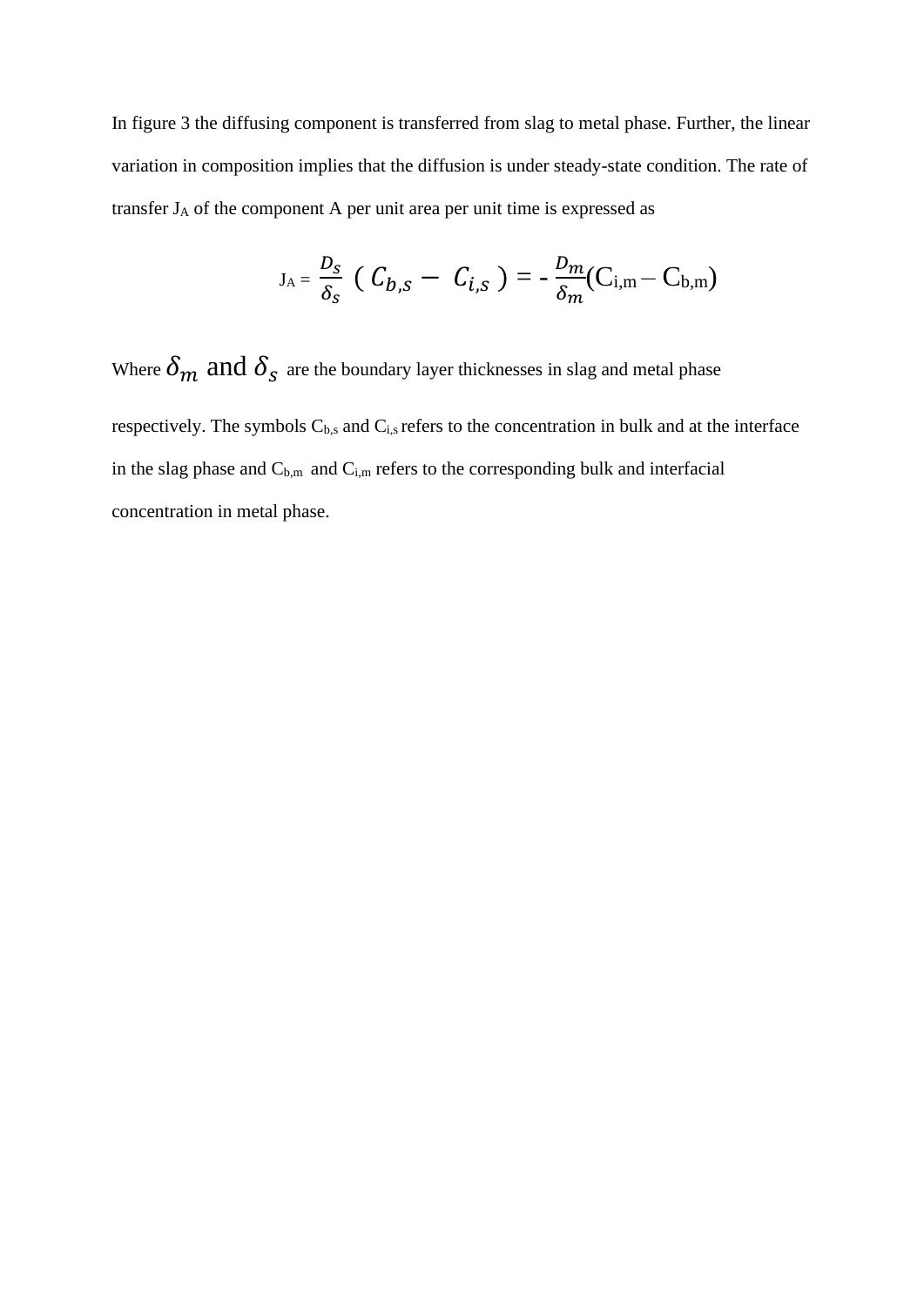In figure 3 the diffusing component is transferred from slag to metal phase. Further, the linear variation in composition implies that the diffusion is under steady-state condition. The rate of transfer $J_A$ of the component A per unit area per unit time is expressed as

$$J_A = \frac{D_s}{\delta_s} \left( C_{b,s} - C_{i,s} \right) = - \frac{D_m}{\delta_m} (C_{i,m} - C_{b,m})$$

Where $\delta_m$ and $\delta_s$ are the boundary layer thicknesses in slag and metal phase respectively. The symbols $C_{b,s}$ and $C_{i,s}$ refers to the concentration in bulk and at the interface in the slag phase and $C_{b,m}$ and $C_{i,m}$ refers to the corresponding bulk and interfacial concentration in metal phase.